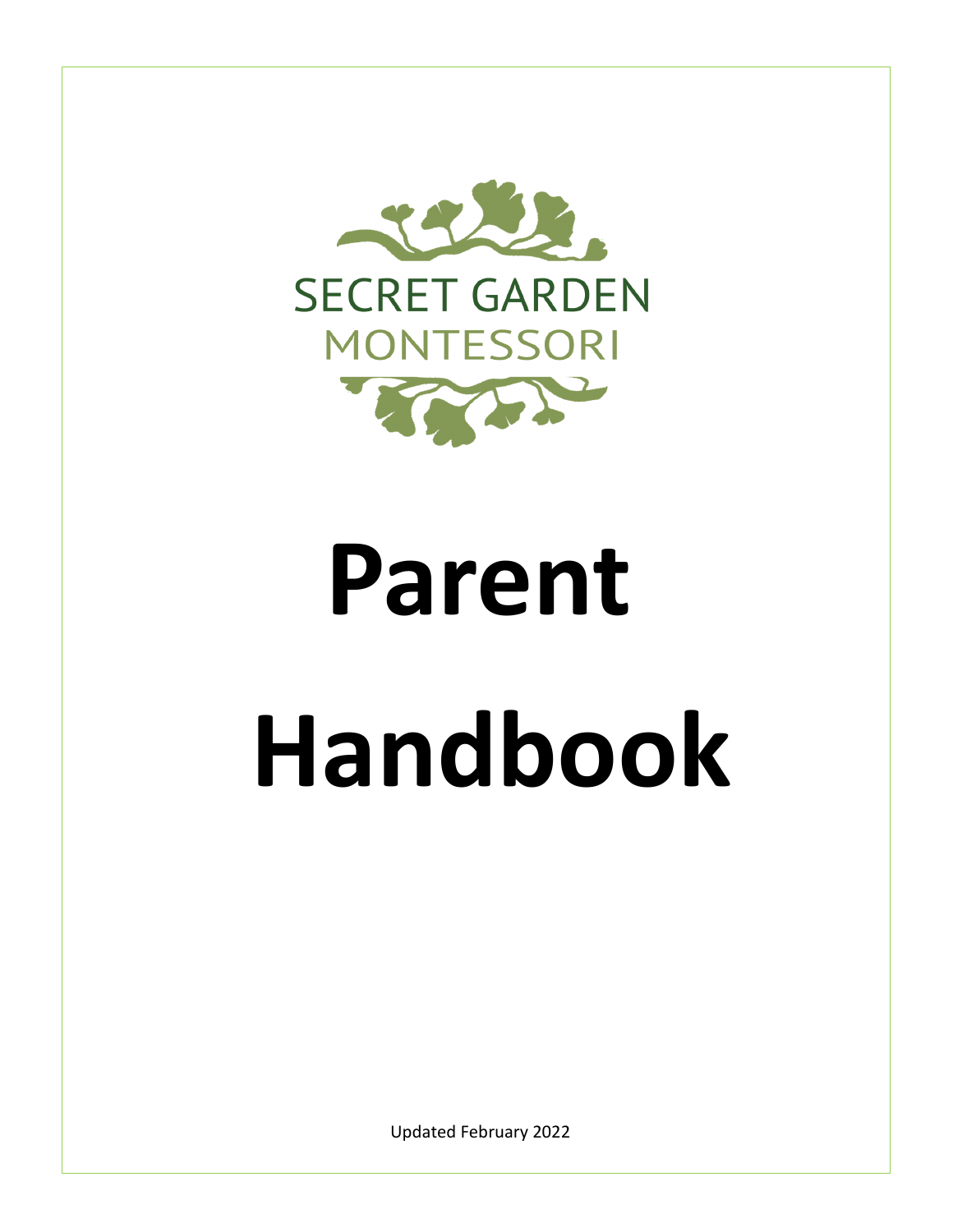SECRET GARDEN

MONTESSORI

# Parent Handbook

Updated February 2022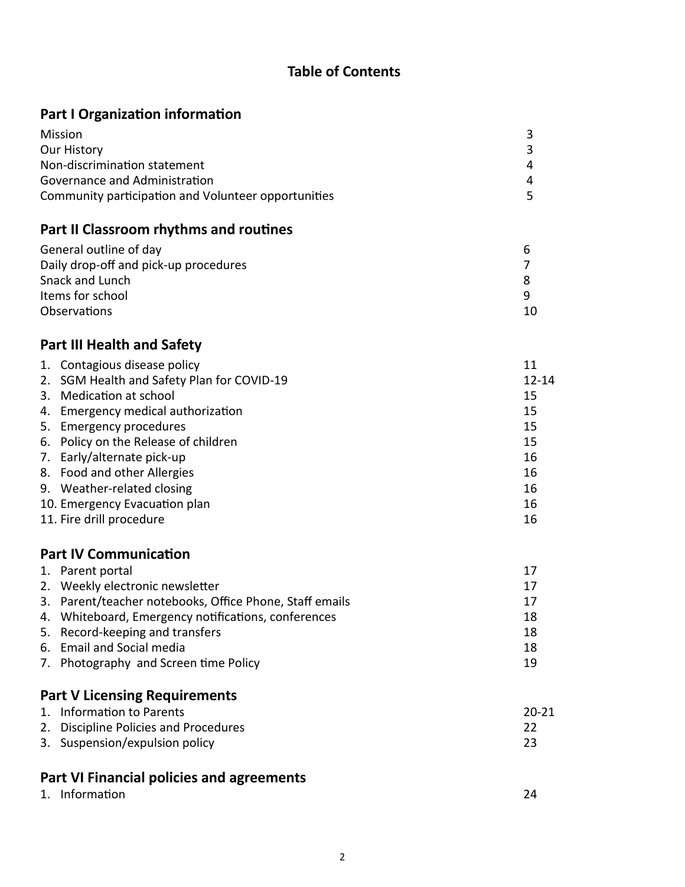## Table of Contents

### Part I Organization information

| | |
|---|---|
| Mission | 3 |
| Our History | 3 |
| Non-discrimination statement | 4 |
| Governance and Administration | 4 |
| Community participation and Volunteer opportunities | 5 |

### Part II Classroom rhythms and routines

| | |
|---|---|
| General outline of day | 6 |
| Daily drop-off and pick-up procedures | 7 |
| Snack and Lunch | 8 |
| Items for school | 9 |
| Observations | 10 |

### Part III Health and Safety

| | |
|---|---|
| 1. Contagious disease policy | 11 |
| 2. SGM Health and Safety Plan for COVID-19 | 12-14 |
| 3. Medication at school | 15 |
| 4. Emergency medical authorization | 15 |
| 5. Emergency procedures | 15 |
| 6. Policy on the Release of children | 15 |
| 7. Early/alternate pick-up | 16 |
| 8. Food and other Allergies | 16 |
| 9. Weather-related closing | 16 |
| 10. Emergency Evacuation plan | 16 |
| 11. Fire drill procedure | 16 |

### Part IV Communication

| | |
|---|---|
| 1. Parent portal | 17 |
| 2. Weekly electronic newsletter | 17 |
| 3. Parent/teacher notebooks, Office Phone, Staff emails | 17 |
| 4. Whiteboard, Emergency notifications, conferences | 18 |
| 5. Record-keeping and transfers | 18 |
| 6. Email and Social media | 18 |
| 7. Photography and Screen time Policy | 19 |

### Part V Licensing Requirements

| | |
|---|---|
| 1. Information to Parents | 20-21 |
| 2. Discipline Policies and Procedures | 22 |
| 3. Suspension/expulsion policy | 23 |

### Part VI Financial policies and agreements

| | |
|---|---|
| 1. Information | 24 |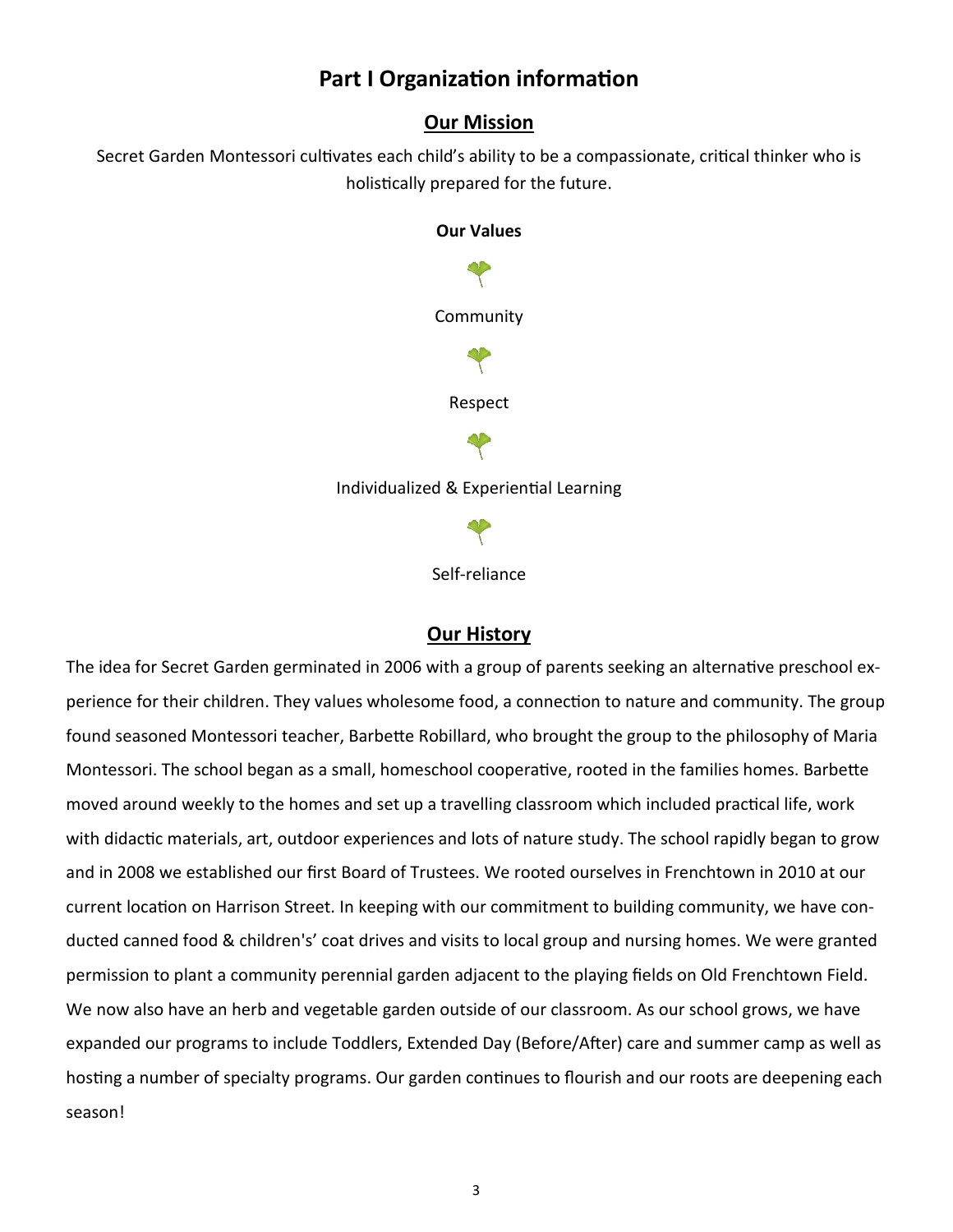# Part I Organization information

## Our Mission

Secret Garden Montessori cultivates each child's ability to be a compassionate, critical thinker who is holistically prepared for the future.

**Our Values**

Community

Respect

Individualized & Experiential Learning

Self-reliance

## Our History

The idea for Secret Garden germinated in 2006 with a group of parents seeking an alternative preschool experience for their children. They values wholesome food, a connection to nature and community. The group found seasoned Montessori teacher, Barbette Robillard, who brought the group to the philosophy of Maria Montessori. The school began as a small, homeschool cooperative, rooted in the families homes. Barbette moved around weekly to the homes and set up a travelling classroom which included practical life, work with didactic materials, art, outdoor experiences and lots of nature study. The school rapidly began to grow and in 2008 we established our first Board of Trustees. We rooted ourselves in Frenchtown in 2010 at our current location on Harrison Street. In keeping with our commitment to building community, we have conducted canned food & children's' coat drives and visits to local group and nursing homes. We were granted permission to plant a community perennial garden adjacent to the playing fields on Old Frenchtown Field. We now also have an herb and vegetable garden outside of our classroom. As our school grows, we have expanded our programs to include Toddlers, Extended Day (Before/After) care and summer camp as well as hosting a number of specialty programs. Our garden continues to flourish and our roots are deepening each season!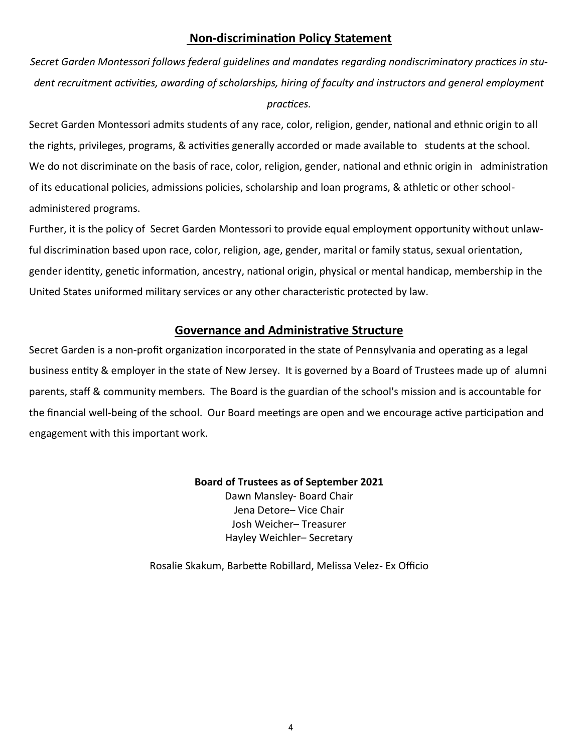## Non-discrimination Policy Statement

*Secret Garden Montessori follows federal guidelines and mandates regarding nondiscriminatory practices in student recruitment activities, awarding of scholarships, hiring of faculty and instructors and general employment practices.*

Secret Garden Montessori admits students of any race, color, religion, gender, national and ethnic origin to all the rights, privileges, programs, & activities generally accorded or made available to students at the school. We do not discriminate on the basis of race, color, religion, gender, national and ethnic origin in administration of its educational policies, admissions policies, scholarship and loan programs, & athletic or other school-administered programs.

Further, it is the policy of Secret Garden Montessori to provide equal employment opportunity without unlawful discrimination based upon race, color, religion, age, gender, marital or family status, sexual orientation, gender identity, genetic information, ancestry, national origin, physical or mental handicap, membership in the United States uniformed military services or any other characteristic protected by law.

## Governance and Administrative Structure

Secret Garden is a non-profit organization incorporated in the state of Pennsylvania and operating as a legal business entity & employer in the state of New Jersey. It is governed by a Board of Trustees made up of alumni parents, staff & community members. The Board is the guardian of the school's mission and is accountable for the financial well-being of the school. Our Board meetings are open and we encourage active participation and engagement with this important work.

**Board of Trustees as of September 2021**

Dawn Mansley- Board Chair
Jena Detore– Vice Chair
Josh Weicher– Treasurer
Hayley Weichler– Secretary

Rosalie Skakum, Barbette Robillard, Melissa Velez- Ex Officio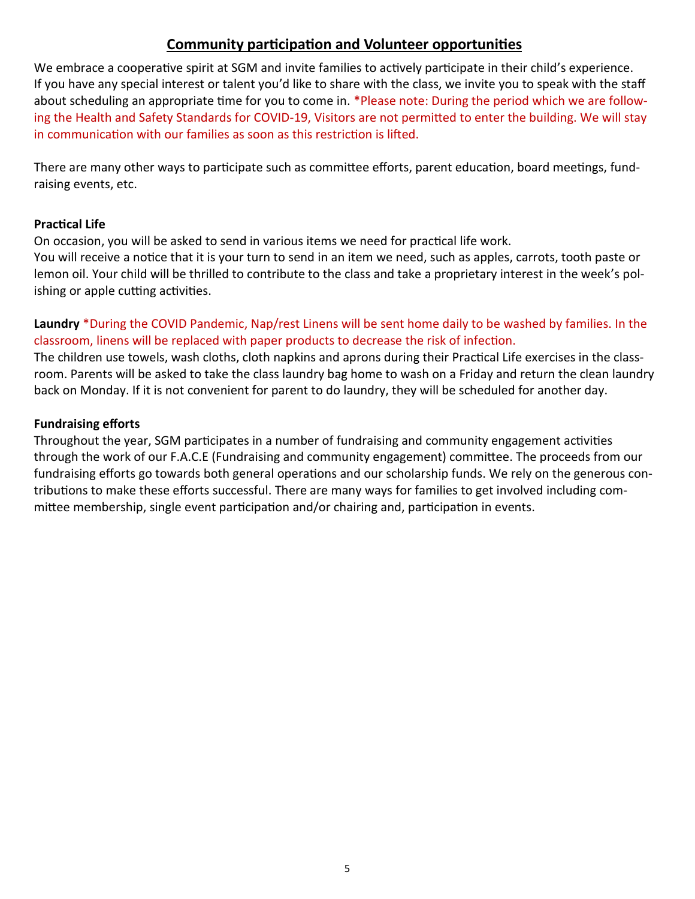## Community participation and Volunteer opportunities

We embrace a cooperative spirit at SGM and invite families to actively participate in their child's experience. If you have any special interest or talent you'd like to share with the class, we invite you to speak with the staff about scheduling an appropriate time for you to come in. *Please note: During the period which we are following the Health and Safety Standards for COVID-19, Visitors are not permitted to enter the building. We will stay in communication with our families as soon as this restriction is lifted.

There are many other ways to participate such as committee efforts, parent education, board meetings, fundraising events, etc.

**Practical Life**

On occasion, you will be asked to send in various items we need for practical life work.
You will receive a notice that it is your turn to send in an item we need, such as apples, carrots, tooth paste or lemon oil. Your child will be thrilled to contribute to the class and take a proprietary interest in the week's polishing or apple cutting activities.

**Laundry** *During the COVID Pandemic, Nap/rest Linens will be sent home daily to be washed by families. In the classroom, linens will be replaced with paper products to decrease the risk of infection.

The children use towels, wash cloths, cloth napkins and aprons during their Practical Life exercises in the classroom. Parents will be asked to take the class laundry bag home to wash on a Friday and return the clean laundry back on Monday. If it is not convenient for parent to do laundry, they will be scheduled for another day.

**Fundraising efforts**

Throughout the year, SGM participates in a number of fundraising and community engagement activities through the work of our F.A.C.E (Fundraising and community engagement) committee. The proceeds from our fundraising efforts go towards both general operations and our scholarship funds. We rely on the generous contributions to make these efforts successful. There are many ways for families to get involved including committee membership, single event participation and/or chairing and, participation in events.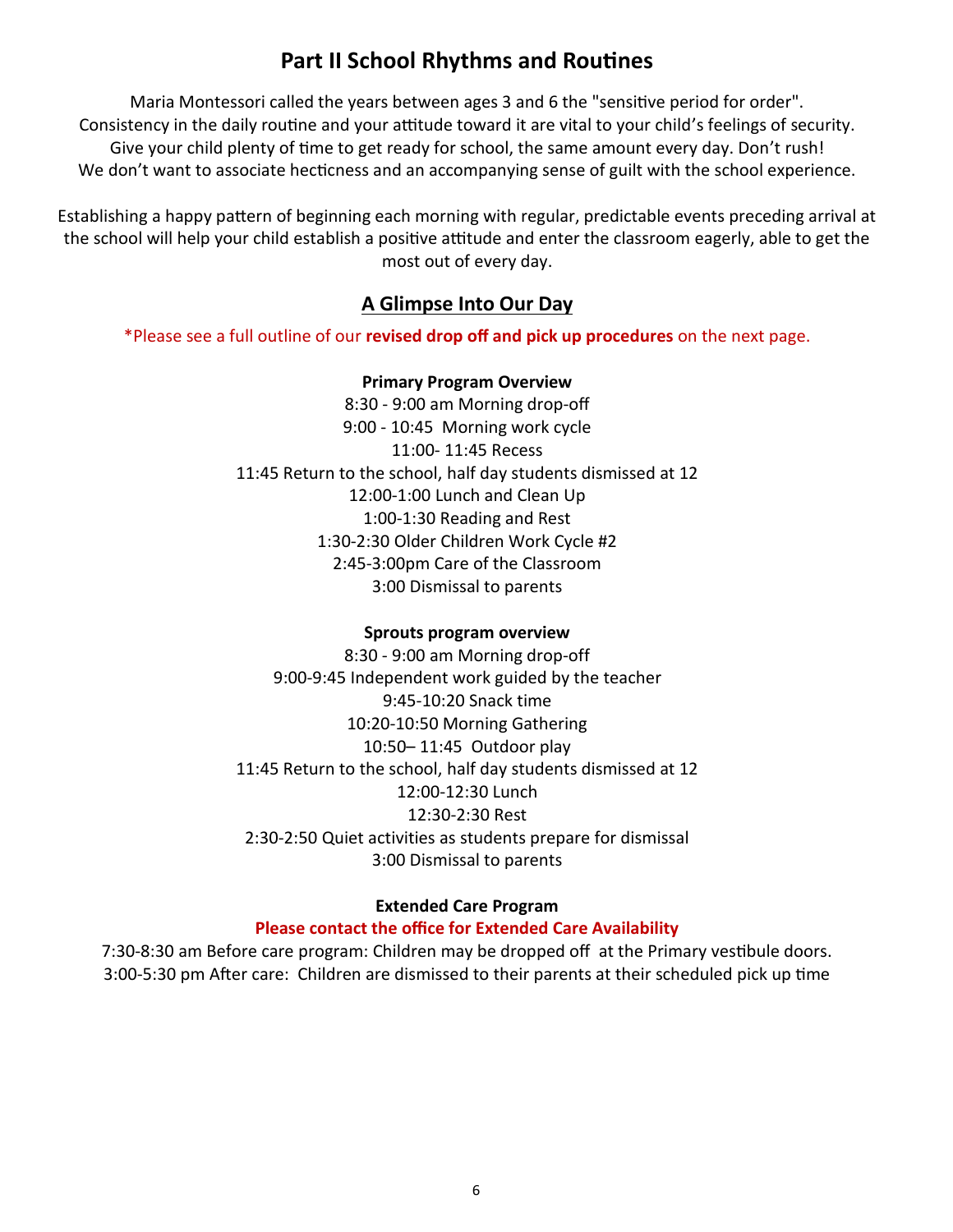# Part II School Rhythms and Routines

Maria Montessori called the years between ages 3 and 6 the "sensitive period for order". Consistency in the daily routine and your attitude toward it are vital to your child's feelings of security. Give your child plenty of time to get ready for school, the same amount every day. Don't rush! We don't want to associate hecticness and an accompanying sense of guilt with the school experience.

Establishing a happy pattern of beginning each morning with regular, predictable events preceding arrival at the school will help your child establish a positive attitude and enter the classroom eagerly, able to get the most out of every day.

## A Glimpse Into Our Day

*Please see a full outline of our **revised drop off and pick up procedures** on the next page.

**Primary Program Overview**

8:30 - 9:00 am Morning drop-off
9:00 - 10:45 Morning work cycle
11:00- 11:45 Recess
11:45 Return to the school, half day students dismissed at 12
12:00-1:00 Lunch and Clean Up
1:00-1:30 Reading and Rest
1:30-2:30 Older Children Work Cycle #2
2:45-3:00pm Care of the Classroom
3:00 Dismissal to parents

**Sprouts program overview**

8:30 - 9:00 am Morning drop-off
9:00-9:45 Independent work guided by the teacher
9:45-10:20 Snack time
10:20-10:50 Morning Gathering
10:50– 11:45 Outdoor play
11:45 Return to the school, half day students dismissed at 12
12:00-12:30 Lunch
12:30-2:30 Rest
2:30-2:50 Quiet activities as students prepare for dismissal
3:00 Dismissal to parents

**Extended Care Program**

**Please contact the office for Extended Care Availability**

7:30-8:30 am Before care program: Children may be dropped off at the Primary vestibule doors.
3:00-5:30 pm After care: Children are dismissed to their parents at their scheduled pick up time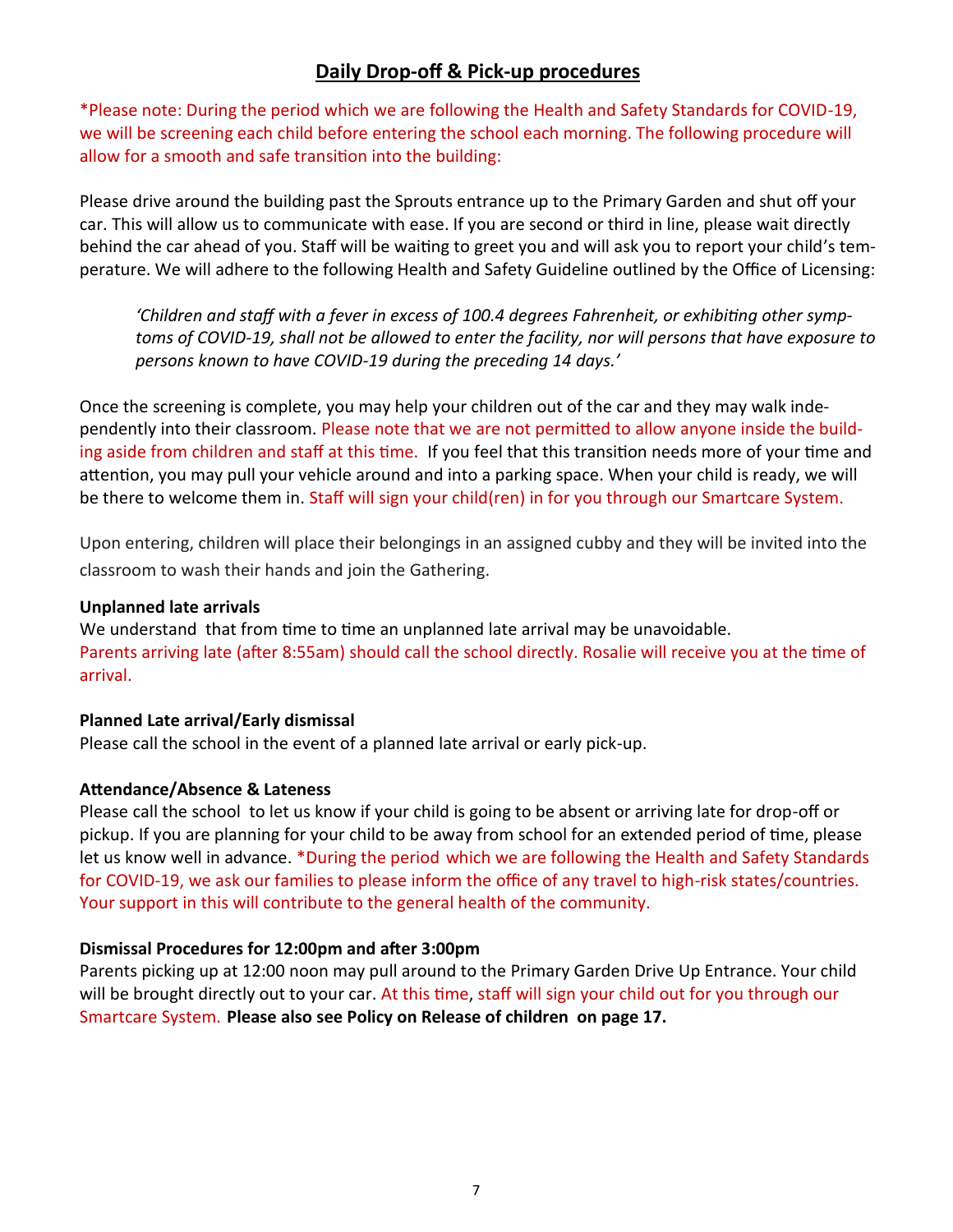## Daily Drop-off & Pick-up procedures

*Please note: During the period which we are following the Health and Safety Standards for COVID-19, we will be screening each child before entering the school each morning. The following procedure will allow for a smooth and safe transition into the building:

Please drive around the building past the Sprouts entrance up to the Primary Garden and shut off your car. This will allow us to communicate with ease. If you are second or third in line, please wait directly behind the car ahead of you. Staff will be waiting to greet you and will ask you to report your child's temperature. We will adhere to the following Health and Safety Guideline outlined by the Office of Licensing:

> *'Children and staff with a fever in excess of 100.4 degrees Fahrenheit, or exhibiting other symptoms of COVID-19, shall not be allowed to enter the facility, nor will persons that have exposure to persons known to have COVID-19 during the preceding 14 days.'*

Once the screening is complete, you may help your children out of the car and they may walk independently into their classroom. Please note that we are not permitted to allow anyone inside the building aside from children and staff at this time. If you feel that this transition needs more of your time and attention, you may pull your vehicle around and into a parking space. When your child is ready, we will be there to welcome them in. Staff will sign your child(ren) in for you through our Smartcare System.

Upon entering, children will place their belongings in an assigned cubby and they will be invited into the classroom to wash their hands and join the Gathering.

**Unplanned late arrivals**

We understand that from time to time an unplanned late arrival may be unavoidable.
Parents arriving late (after 8:55am) should call the school directly. Rosalie will receive you at the time of arrival.

**Planned Late arrival/Early dismissal**

Please call the school in the event of a planned late arrival or early pick-up.

**Attendance/Absence & Lateness**

Please call the school to let us know if your child is going to be absent or arriving late for drop-off or pickup. If you are planning for your child to be away from school for an extended period of time, please let us know well in advance. *During the period which we are following the Health and Safety Standards for COVID-19, we ask our families to please inform the office of any travel to high-risk states/countries. Your support in this will contribute to the general health of the community.

**Dismissal Procedures for 12:00pm and after 3:00pm**

Parents picking up at 12:00 noon may pull around to the Primary Garden Drive Up Entrance. Your child will be brought directly out to your car. At this time, staff will sign your child out for you through our Smartcare System. **Please also see Policy on Release of children on page 17.**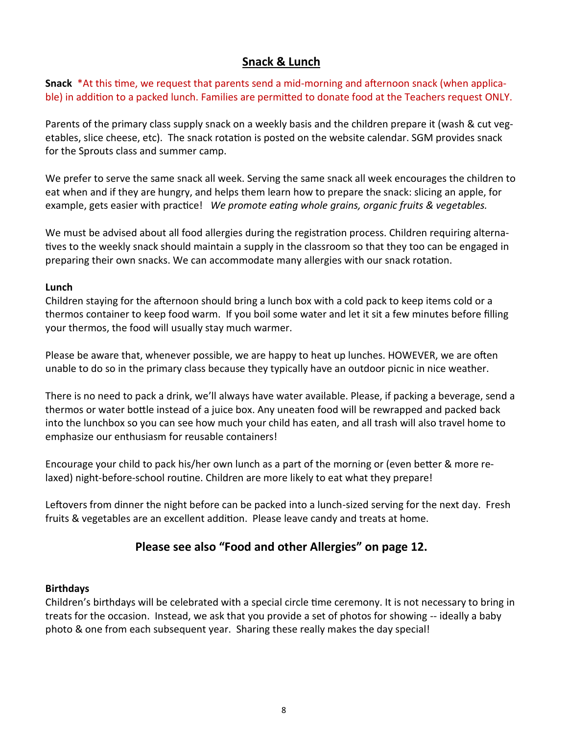## Snack & Lunch

**Snack** *At this time, we request that parents send a mid-morning and afternoon snack (when applicable) in addition to a packed lunch. Families are permitted to donate food at the Teachers request ONLY.

Parents of the primary class supply snack on a weekly basis and the children prepare it (wash & cut vegetables, slice cheese, etc). The snack rotation is posted on the website calendar. SGM provides snack for the Sprouts class and summer camp.

We prefer to serve the same snack all week. Serving the same snack all week encourages the children to eat when and if they are hungry, and helps them learn how to prepare the snack: slicing an apple, for example, gets easier with practice! *We promote eating whole grains, organic fruits & vegetables.*

We must be advised about all food allergies during the registration process. Children requiring alternatives to the weekly snack should maintain a supply in the classroom so that they too can be engaged in preparing their own snacks. We can accommodate many allergies with our snack rotation.

**Lunch**

Children staying for the afternoon should bring a lunch box with a cold pack to keep items cold or a thermos container to keep food warm. If you boil some water and let it sit a few minutes before filling your thermos, the food will usually stay much warmer.

Please be aware that, whenever possible, we are happy to heat up lunches. HOWEVER, we are often unable to do so in the primary class because they typically have an outdoor picnic in nice weather.

There is no need to pack a drink, we'll always have water available. Please, if packing a beverage, send a thermos or water bottle instead of a juice box. Any uneaten food will be rewrapped and packed back into the lunchbox so you can see how much your child has eaten, and all trash will also travel home to emphasize our enthusiasm for reusable containers!

Encourage your child to pack his/her own lunch as a part of the morning or (even better & more relaxed) night-before-school routine. Children are more likely to eat what they prepare!

Leftovers from dinner the night before can be packed into a lunch-sized serving for the next day. Fresh fruits & vegetables are an excellent addition. Please leave candy and treats at home.

### Please see also "Food and other Allergies" on page 12.

**Birthdays**

Children's birthdays will be celebrated with a special circle time ceremony. It is not necessary to bring in treats for the occasion. Instead, we ask that you provide a set of photos for showing -- ideally a baby photo & one from each subsequent year. Sharing these really makes the day special!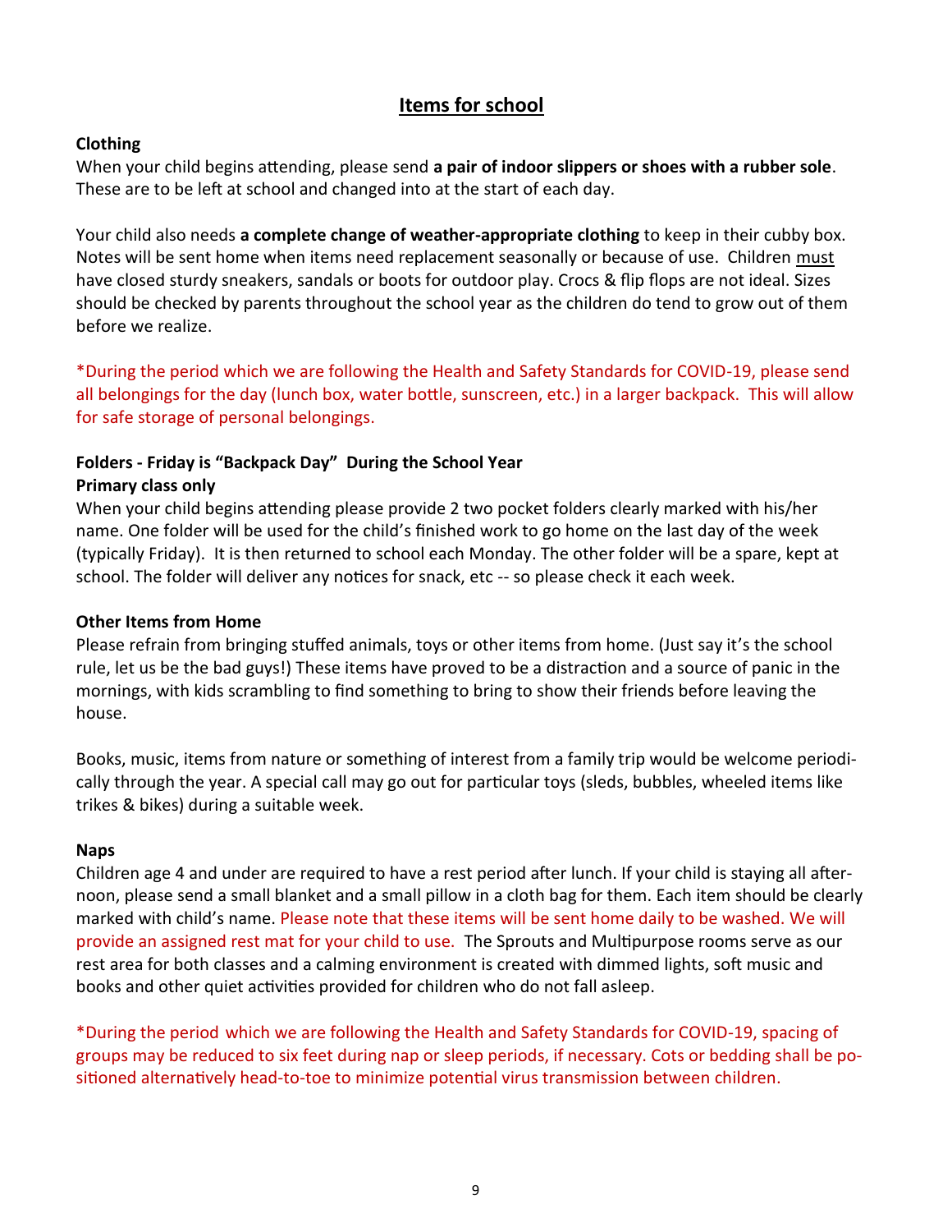## Items for school

**Clothing**

When your child begins attending, please send **a pair of indoor slippers or shoes with a rubber sole**. These are to be left at school and changed into at the start of each day.

Your child also needs **a complete change of weather-appropriate clothing** to keep in their cubby box. Notes will be sent home when items need replacement seasonally or because of use. Children must have closed sturdy sneakers, sandals or boots for outdoor play. Crocs & flip flops are not ideal. Sizes should be checked by parents throughout the school year as the children do tend to grow out of them before we realize.

*During the period which we are following the Health and Safety Standards for COVID-19, please send all belongings for the day (lunch box, water bottle, sunscreen, etc.) in a larger backpack. This will allow for safe storage of personal belongings.

**Folders - Friday is "Backpack Day" During the School Year**
**Primary class only**

When your child begins attending please provide 2 two pocket folders clearly marked with his/her name. One folder will be used for the child's finished work to go home on the last day of the week (typically Friday). It is then returned to school each Monday. The other folder will be a spare, kept at school. The folder will deliver any notices for snack, etc -- so please check it each week.

**Other Items from Home**

Please refrain from bringing stuffed animals, toys or other items from home. (Just say it's the school rule, let us be the bad guys!) These items have proved to be a distraction and a source of panic in the mornings, with kids scrambling to find something to bring to show their friends before leaving the house.

Books, music, items from nature or something of interest from a family trip would be welcome periodically through the year. A special call may go out for particular toys (sleds, bubbles, wheeled items like trikes & bikes) during a suitable week.

**Naps**

Children age 4 and under are required to have a rest period after lunch. If your child is staying all afternoon, please send a small blanket and a small pillow in a cloth bag for them. Each item should be clearly marked with child's name. Please note that these items will be sent home daily to be washed. We will provide an assigned rest mat for your child to use. The Sprouts and Multipurpose rooms serve as our rest area for both classes and a calming environment is created with dimmed lights, soft music and books and other quiet activities provided for children who do not fall asleep.

*During the period which we are following the Health and Safety Standards for COVID-19, spacing of groups may be reduced to six feet during nap or sleep periods, if necessary. Cots or bedding shall be positioned alternatively head-to-toe to minimize potential virus transmission between children.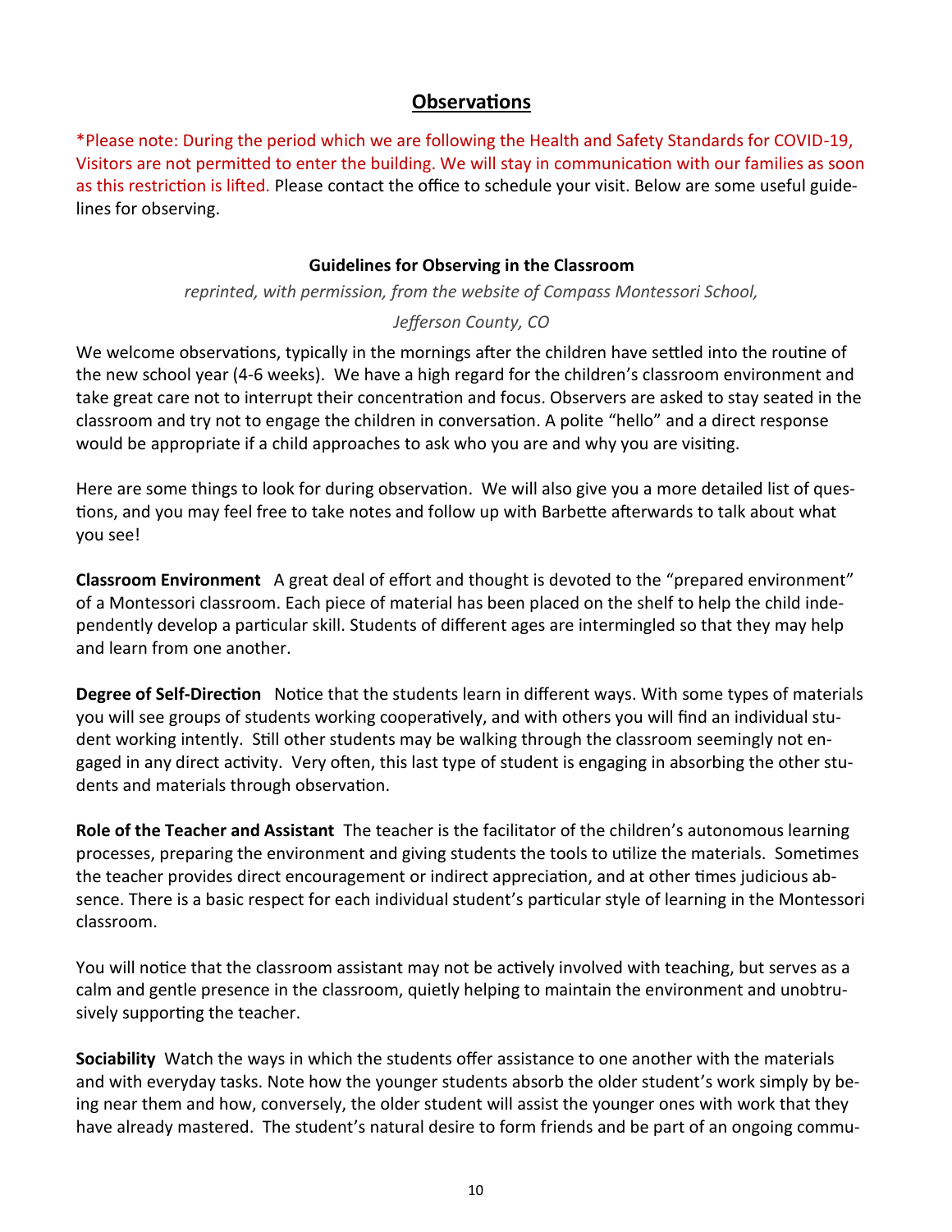## Observations

*Please note: During the period which we are following the Health and Safety Standards for COVID-19, Visitors are not permitted to enter the building. We will stay in communication with our families as soon as this restriction is lifted. Please contact the office to schedule your visit. Below are some useful guidelines for observing.

### Guidelines for Observing in the Classroom

*reprinted, with permission, from the website of Compass Montessori School,*

*Jefferson County, CO*

We welcome observations, typically in the mornings after the children have settled into the routine of the new school year (4-6 weeks). We have a high regard for the children's classroom environment and take great care not to interrupt their concentration and focus. Observers are asked to stay seated in the classroom and try not to engage the children in conversation. A polite "hello" and a direct response would be appropriate if a child approaches to ask who you are and why you are visiting.

Here are some things to look for during observation. We will also give you a more detailed list of questions, and you may feel free to take notes and follow up with Barbette afterwards to talk about what you see!

**Classroom Environment** A great deal of effort and thought is devoted to the "prepared environment" of a Montessori classroom. Each piece of material has been placed on the shelf to help the child independently develop a particular skill. Students of different ages are intermingled so that they may help and learn from one another.

**Degree of Self-Direction** Notice that the students learn in different ways. With some types of materials you will see groups of students working cooperatively, and with others you will find an individual student working intently. Still other students may be walking through the classroom seemingly not engaged in any direct activity. Very often, this last type of student is engaging in absorbing the other students and materials through observation.

**Role of the Teacher and Assistant** The teacher is the facilitator of the children's autonomous learning processes, preparing the environment and giving students the tools to utilize the materials. Sometimes the teacher provides direct encouragement or indirect appreciation, and at other times judicious absence. There is a basic respect for each individual student's particular style of learning in the Montessori classroom.

You will notice that the classroom assistant may not be actively involved with teaching, but serves as a calm and gentle presence in the classroom, quietly helping to maintain the environment and unobtrusively supporting the teacher.

**Sociability** Watch the ways in which the students offer assistance to one another with the materials and with everyday tasks. Note how the younger students absorb the older student's work simply by being near them and how, conversely, the older student will assist the younger ones with work that they have already mastered. The student's natural desire to form friends and be part of an ongoing commu-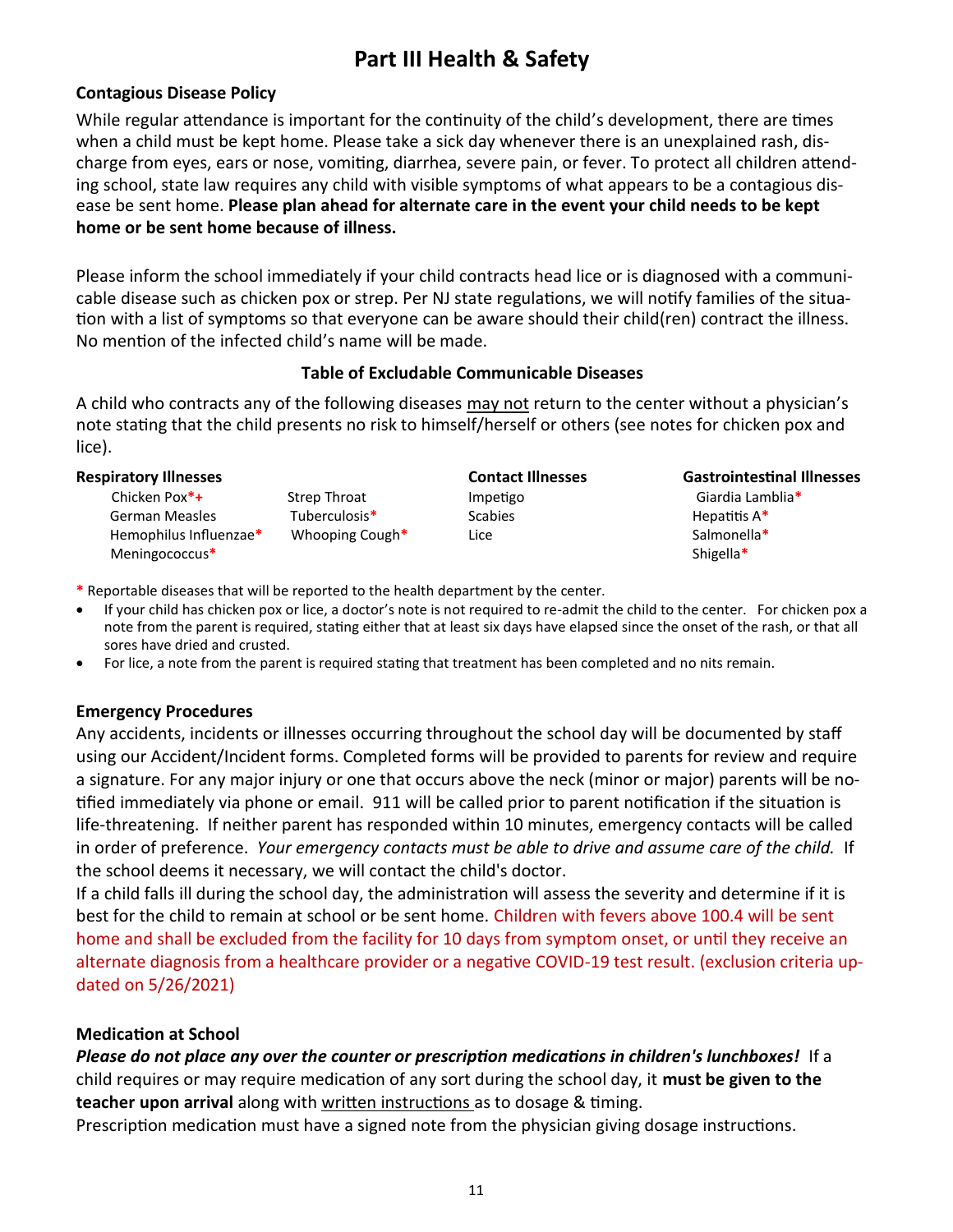# Part III Health & Safety

### Contagious Disease Policy

While regular attendance is important for the continuity of the child's development, there are times when a child must be kept home. Please take a sick day whenever there is an unexplained rash, discharge from eyes, ears or nose, vomiting, diarrhea, severe pain, or fever. To protect all children attending school, state law requires any child with visible symptoms of what appears to be a contagious disease be sent home. **Please plan ahead for alternate care in the event your child needs to be kept home or be sent home because of illness.**

Please inform the school immediately if your child contracts head lice or is diagnosed with a communicable disease such as chicken pox or strep. Per NJ state regulations, we will notify families of the situation with a list of symptoms so that everyone can be aware should their child(ren) contract the illness. No mention of the infected child's name will be made.

**Table of Excludable Communicable Diseases**

A child who contracts any of the following diseases <u>may not</u> return to the center without a physician's note stating that the child presents no risk to himself/herself or others (see notes for chicken pox and lice).

| Respiratory Illnesses | | Contact Illnesses | Gastrointestinal Illnesses |
|---|---|---|---|
| Chicken Pox*+ | Strep Throat | Impetigo | Giardia Lamblia* |
| German Measles | Tuberculosis* | Scabies | Hepatitis A* |
| Hemophilus Influenzae* | Whooping Cough* | Lice | Salmonella* |
| Meningococcus* | | | Shigella* |

\* Reportable diseases that will be reported to the health department by the center.

- If your child has chicken pox or lice, a doctor's note is not required to re-admit the child to the center. For chicken pox a note from the parent is required, stating either that at least six days have elapsed since the onset of the rash, or that all sores have dried and crusted.
- For lice, a note from the parent is required stating that treatment has been completed and no nits remain.

### Emergency Procedures

Any accidents, incidents or illnesses occurring throughout the school day will be documented by staff using our Accident/Incident forms. Completed forms will be provided to parents for review and require a signature. For any major injury or one that occurs above the neck (minor or major) parents will be notified immediately via phone or email. 911 will be called prior to parent notification if the situation is life-threatening. If neither parent has responded within 10 minutes, emergency contacts will be called in order of preference. *Your emergency contacts must be able to drive and assume care of the child.* If the school deems it necessary, we will contact the child's doctor.

If a child falls ill during the school day, the administration will assess the severity and determine if it is best for the child to remain at school or be sent home. Children with fevers above 100.4 will be sent home and shall be excluded from the facility for 10 days from symptom onset, or until they receive an alternate diagnosis from a healthcare provider or a negative COVID-19 test result. (exclusion criteria updated on 5/26/2021)

### Medication at School

***Please do not place any over the counter or prescription medications in children's lunchboxes!*** If a child requires or may require medication of any sort during the school day, it **must be given to the teacher upon arrival** along with <u>written instructions</u> as to dosage & timing.

Prescription medication must have a signed note from the physician giving dosage instructions.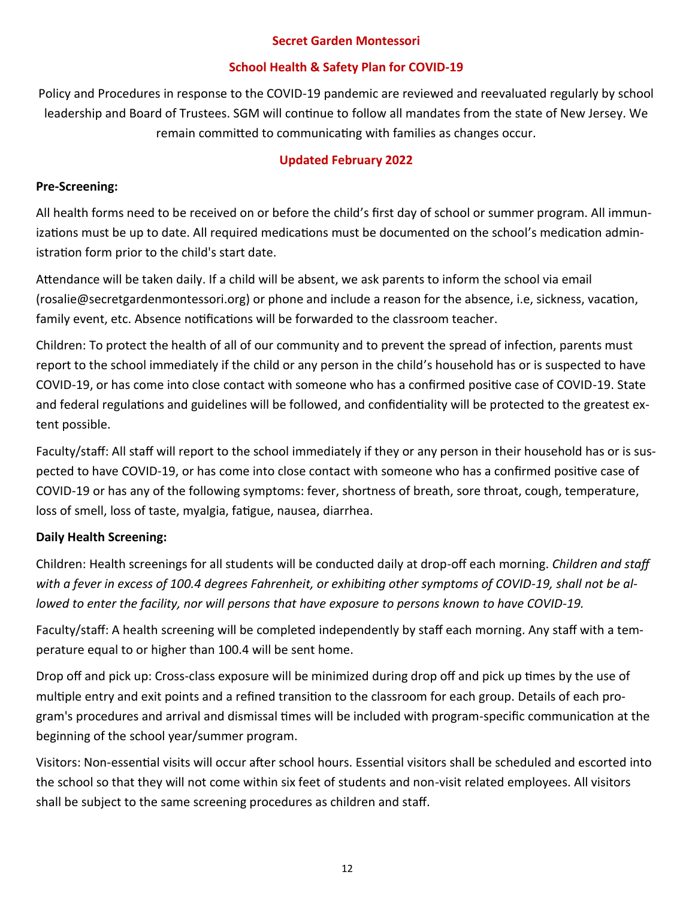## Secret Garden Montessori

## School Health & Safety Plan for COVID-19

Policy and Procedures in response to the COVID-19 pandemic are reviewed and reevaluated regularly by school leadership and Board of Trustees. SGM will continue to follow all mandates from the state of New Jersey. We remain committed to communicating with families as changes occur.

### Updated February 2022

**Pre-Screening:**

All health forms need to be received on or before the child's first day of school or summer program. All immunizations must be up to date. All required medications must be documented on the school's medication administration form prior to the child's start date.

Attendance will be taken daily. If a child will be absent, we ask parents to inform the school via email (rosalie@secretgardenmontessori.org) or phone and include a reason for the absence, i.e, sickness, vacation, family event, etc. Absence notifications will be forwarded to the classroom teacher.

Children: To protect the health of all of our community and to prevent the spread of infection, parents must report to the school immediately if the child or any person in the child's household has or is suspected to have COVID-19, or has come into close contact with someone who has a confirmed positive case of COVID-19. State and federal regulations and guidelines will be followed, and confidentiality will be protected to the greatest extent possible.

Faculty/staff: All staff will report to the school immediately if they or any person in their household has or is suspected to have COVID-19, or has come into close contact with someone who has a confirmed positive case of COVID-19 or has any of the following symptoms: fever, shortness of breath, sore throat, cough, temperature, loss of smell, loss of taste, myalgia, fatigue, nausea, diarrhea.

**Daily Health Screening:**

Children: Health screenings for all students will be conducted daily at drop-off each morning. *Children and staff with a fever in excess of 100.4 degrees Fahrenheit, or exhibiting other symptoms of COVID-19, shall not be allowed to enter the facility, nor will persons that have exposure to persons known to have COVID-19.*

Faculty/staff: A health screening will be completed independently by staff each morning. Any staff with a temperature equal to or higher than 100.4 will be sent home.

Drop off and pick up: Cross-class exposure will be minimized during drop off and pick up times by the use of multiple entry and exit points and a refined transition to the classroom for each group. Details of each program's procedures and arrival and dismissal times will be included with program-specific communication at the beginning of the school year/summer program.

Visitors: Non-essential visits will occur after school hours. Essential visitors shall be scheduled and escorted into the school so that they will not come within six feet of students and non-visit related employees. All visitors shall be subject to the same screening procedures as children and staff.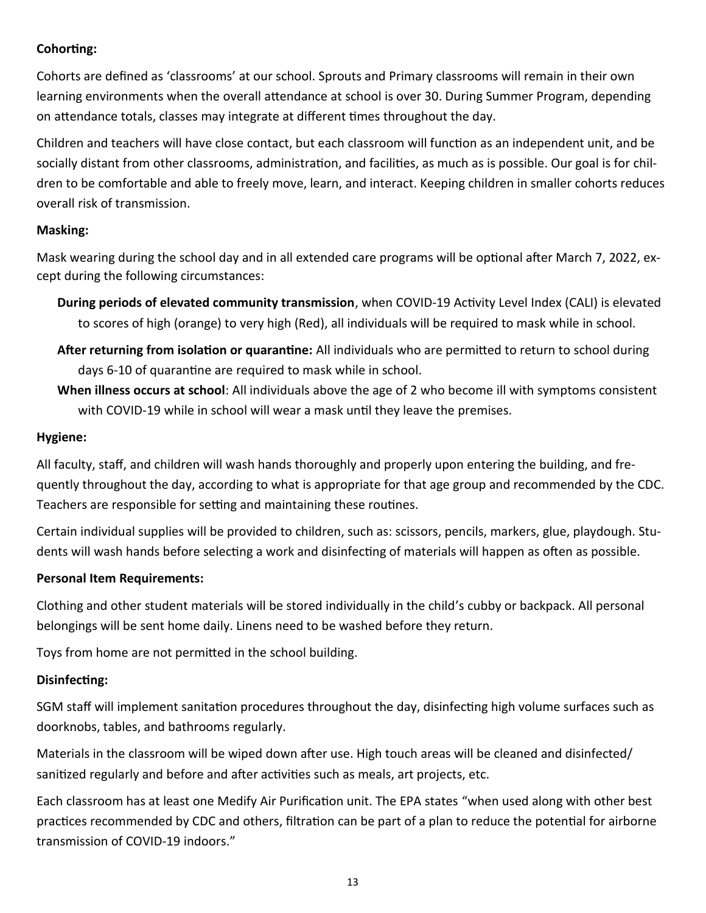**Cohorting:**

Cohorts are defined as 'classrooms' at our school. Sprouts and Primary classrooms will remain in their own learning environments when the overall attendance at school is over 30. During Summer Program, depending on attendance totals, classes may integrate at different times throughout the day.

Children and teachers will have close contact, but each classroom will function as an independent unit, and be socially distant from other classrooms, administration, and facilities, as much as is possible. Our goal is for children to be comfortable and able to freely move, learn, and interact. Keeping children in smaller cohorts reduces overall risk of transmission.

**Masking:**

Mask wearing during the school day and in all extended care programs will be optional after March 7, 2022, except during the following circumstances:

- **During periods of elevated community transmission**, when COVID-19 Activity Level Index (CALI) is elevated to scores of high (orange) to very high (Red), all individuals will be required to mask while in school.
- **After returning from isolation or quarantine:** All individuals who are permitted to return to school during days 6-10 of quarantine are required to mask while in school.
- **When illness occurs at school**: All individuals above the age of 2 who become ill with symptoms consistent with COVID-19 while in school will wear a mask until they leave the premises.

**Hygiene:**

All faculty, staff, and children will wash hands thoroughly and properly upon entering the building, and frequently throughout the day, according to what is appropriate for that age group and recommended by the CDC. Teachers are responsible for setting and maintaining these routines.

Certain individual supplies will be provided to children, such as: scissors, pencils, markers, glue, playdough. Students will wash hands before selecting a work and disinfecting of materials will happen as often as possible.

**Personal Item Requirements:**

Clothing and other student materials will be stored individually in the child's cubby or backpack. All personal belongings will be sent home daily. Linens need to be washed before they return.

Toys from home are not permitted in the school building.

**Disinfecting:**

SGM staff will implement sanitation procedures throughout the day, disinfecting high volume surfaces such as doorknobs, tables, and bathrooms regularly.

Materials in the classroom will be wiped down after use. High touch areas will be cleaned and disinfected/sanitized regularly and before and after activities such as meals, art projects, etc.

Each classroom has at least one Medify Air Purification unit. The EPA states "when used along with other best practices recommended by CDC and others, filtration can be part of a plan to reduce the potential for airborne transmission of COVID-19 indoors."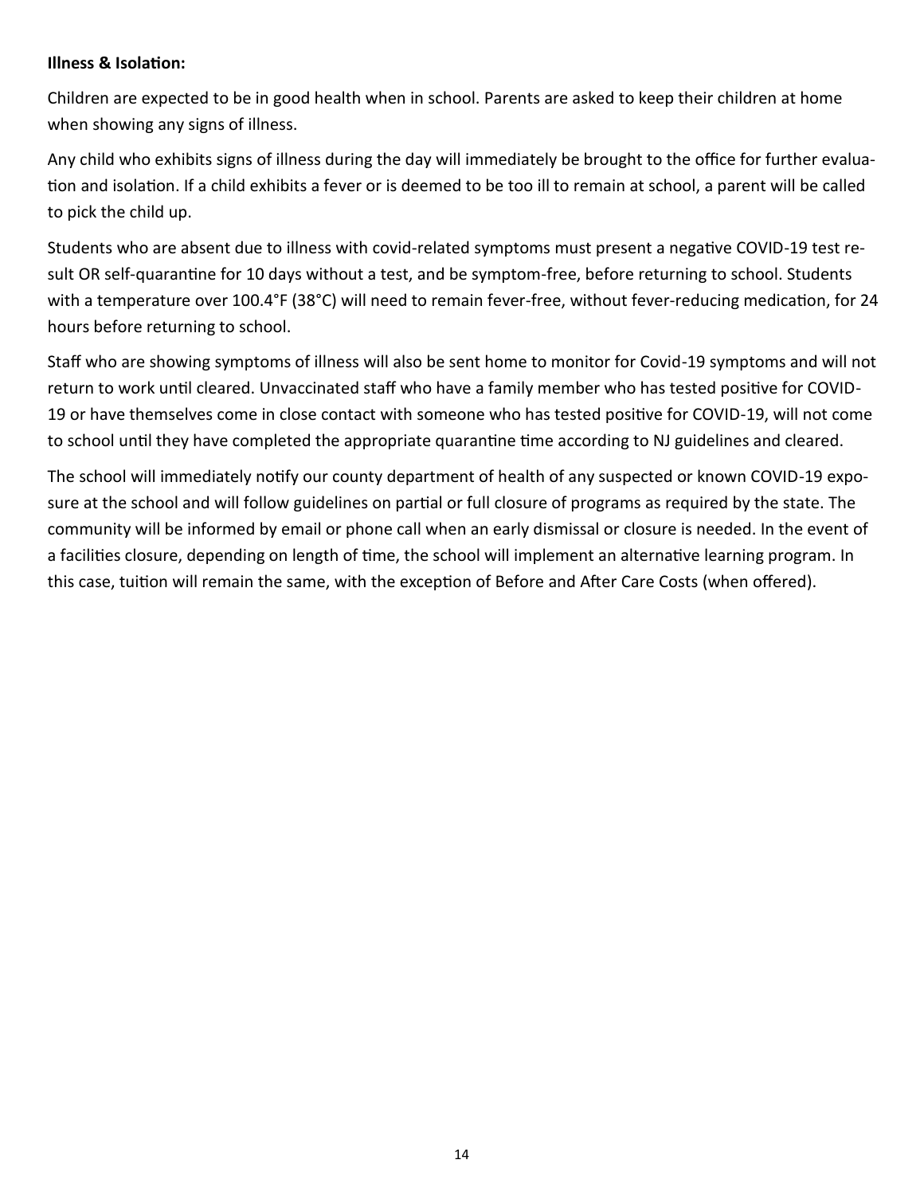**Illness & Isolation:**

Children are expected to be in good health when in school. Parents are asked to keep their children at home when showing any signs of illness.

Any child who exhibits signs of illness during the day will immediately be brought to the office for further evaluation and isolation. If a child exhibits a fever or is deemed to be too ill to remain at school, a parent will be called to pick the child up.

Students who are absent due to illness with covid-related symptoms must present a negative COVID-19 test result OR self-quarantine for 10 days without a test, and be symptom-free, before returning to school. Students with a temperature over 100.4°F (38°C) will need to remain fever-free, without fever-reducing medication, for 24 hours before returning to school.

Staff who are showing symptoms of illness will also be sent home to monitor for Covid-19 symptoms and will not return to work until cleared. Unvaccinated staff who have a family member who has tested positive for COVID-19 or have themselves come in close contact with someone who has tested positive for COVID-19, will not come to school until they have completed the appropriate quarantine time according to NJ guidelines and cleared.

The school will immediately notify our county department of health of any suspected or known COVID-19 exposure at the school and will follow guidelines on partial or full closure of programs as required by the state. The community will be informed by email or phone call when an early dismissal or closure is needed. In the event of a facilities closure, depending on length of time, the school will implement an alternative learning program. In this case, tuition will remain the same, with the exception of Before and After Care Costs (when offered).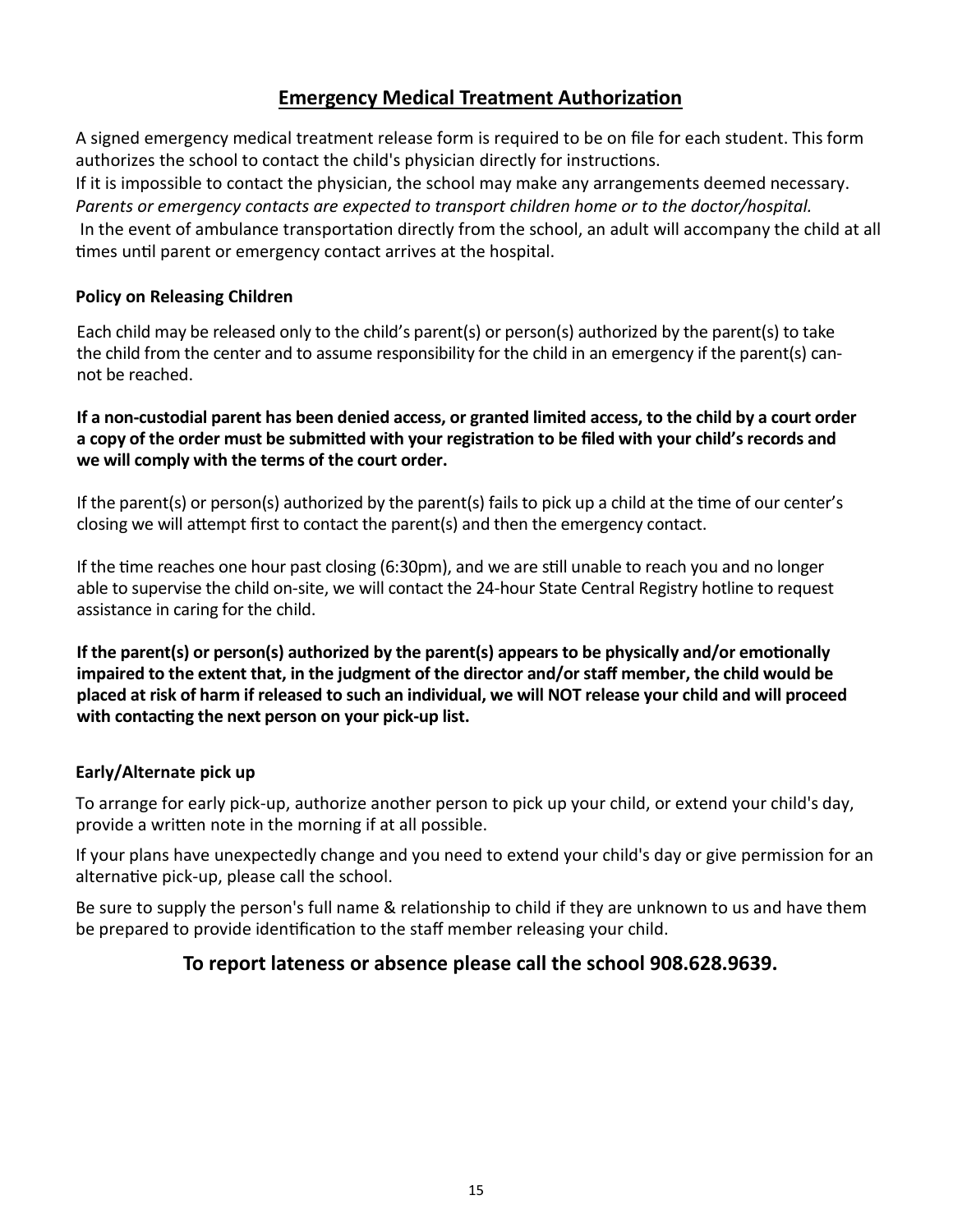## Emergency Medical Treatment Authorization

A signed emergency medical treatment release form is required to be on file for each student. This form authorizes the school to contact the child's physician directly for instructions.
If it is impossible to contact the physician, the school may make any arrangements deemed necessary.
*Parents or emergency contacts are expected to transport children home or to the doctor/hospital.*
In the event of ambulance transportation directly from the school, an adult will accompany the child at all times until parent or emergency contact arrives at the hospital.

### Policy on Releasing Children

Each child may be released only to the child's parent(s) or person(s) authorized by the parent(s) to take the child from the center and to assume responsibility for the child in an emergency if the parent(s) cannot be reached.

**If a non-custodial parent has been denied access, or granted limited access, to the child by a court order a copy of the order must be submitted with your registration to be filed with your child's records and we will comply with the terms of the court order.**

If the parent(s) or person(s) authorized by the parent(s) fails to pick up a child at the time of our center's closing we will attempt first to contact the parent(s) and then the emergency contact.

If the time reaches one hour past closing (6:30pm), and we are still unable to reach you and no longer able to supervise the child on-site, we will contact the 24-hour State Central Registry hotline to request assistance in caring for the child.

**If the parent(s) or person(s) authorized by the parent(s) appears to be physically and/or emotionally impaired to the extent that, in the judgment of the director and/or staff member, the child would be placed at risk of harm if released to such an individual, we will NOT release your child and will proceed with contacting the next person on your pick-up list.**

### Early/Alternate pick up

To arrange for early pick-up, authorize another person to pick up your child, or extend your child's day, provide a written note in the morning if at all possible.

If your plans have unexpectedly change and you need to extend your child's day or give permission for an alternative pick-up, please call the school.

Be sure to supply the person's full name & relationship to child if they are unknown to us and have them be prepared to provide identification to the staff member releasing your child.

**To report lateness or absence please call the school 908.628.9639.**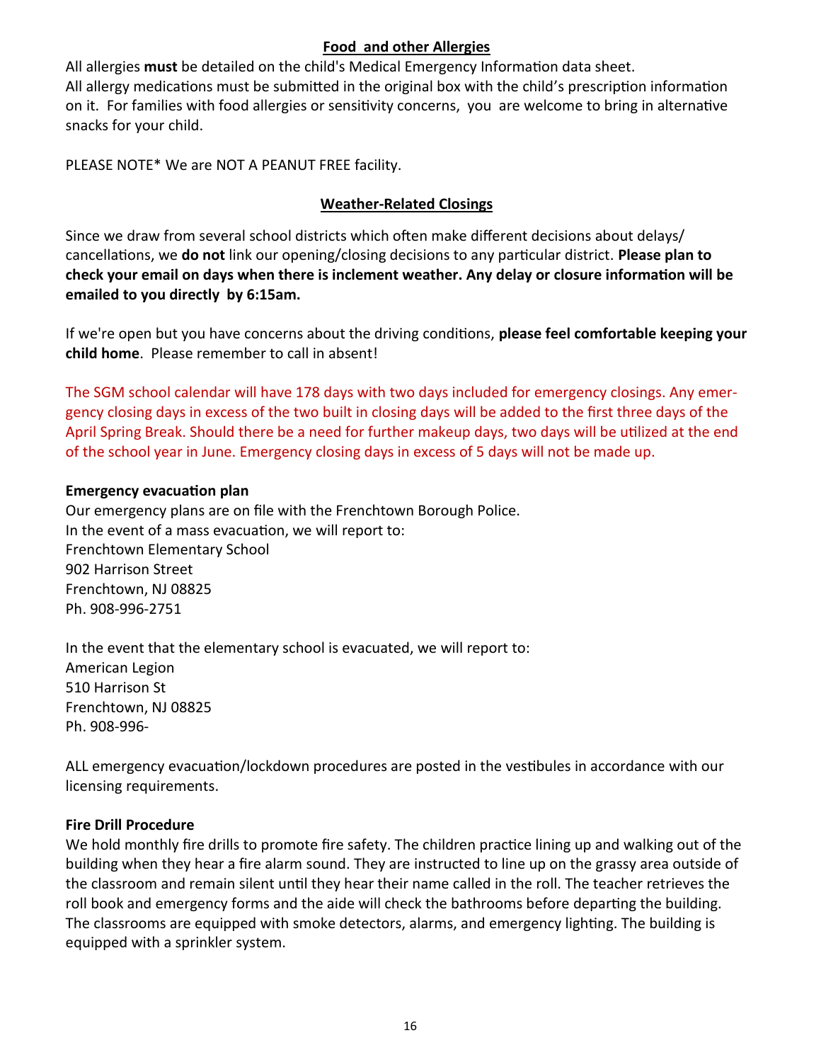## Food and other Allergies

All allergies **must** be detailed on the child's Medical Emergency Information data sheet.
All allergy medications must be submitted in the original box with the child's prescription information on it. For families with food allergies or sensitivity concerns, you are welcome to bring in alternative snacks for your child.

PLEASE NOTE* We are NOT A PEANUT FREE facility.

## Weather-Related Closings

Since we draw from several school districts which often make different decisions about delays/cancellations, we **do not** link our opening/closing decisions to any particular district. **Please plan to check your email on days when there is inclement weather. Any delay or closure information will be emailed to you directly by 6:15am.**

If we're open but you have concerns about the driving conditions, **please feel comfortable keeping your child home**. Please remember to call in absent!

The SGM school calendar will have 178 days with two days included for emergency closings. Any emergency closing days in excess of the two built in closing days will be added to the first three days of the April Spring Break. Should there be a need for further makeup days, two days will be utilized at the end of the school year in June. Emergency closing days in excess of 5 days will not be made up.

### Emergency evacuation plan

Our emergency plans are on file with the Frenchtown Borough Police.
In the event of a mass evacuation, we will report to:
Frenchtown Elementary School
902 Harrison Street
Frenchtown, NJ 08825
Ph. 908-996-2751

In the event that the elementary school is evacuated, we will report to:
American Legion
510 Harrison St
Frenchtown, NJ 08825
Ph. 908-996-

ALL emergency evacuation/lockdown procedures are posted in the vestibules in accordance with our licensing requirements.

### Fire Drill Procedure

We hold monthly fire drills to promote fire safety. The children practice lining up and walking out of the building when they hear a fire alarm sound. They are instructed to line up on the grassy area outside of the classroom and remain silent until they hear their name called in the roll. The teacher retrieves the roll book and emergency forms and the aide will check the bathrooms before departing the building. The classrooms are equipped with smoke detectors, alarms, and emergency lighting. The building is equipped with a sprinkler system.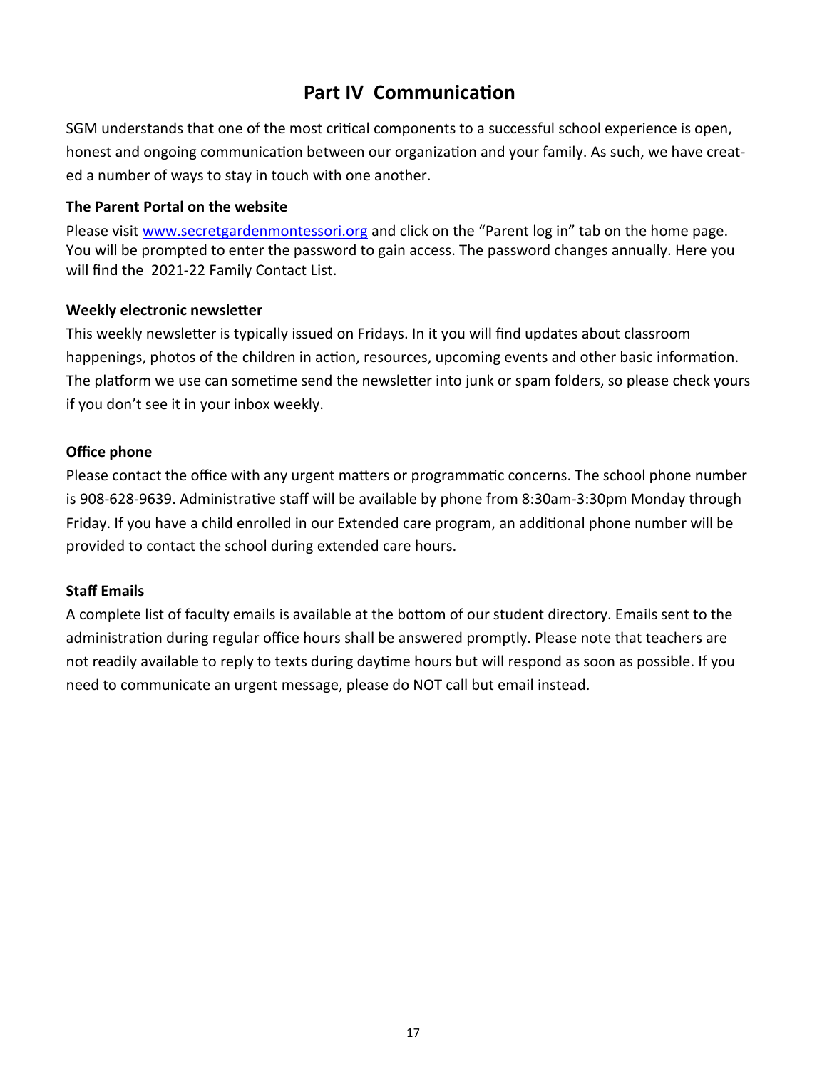# Part IV Communication

SGM understands that one of the most critical components to a successful school experience is open, honest and ongoing communication between our organization and your family. As such, we have created a number of ways to stay in touch with one another.

**The Parent Portal on the website**

Please visit [www.secretgardenmontessori.org](http://www.secretgardenmontessori.org) and click on the "Parent log in" tab on the home page. You will be prompted to enter the password to gain access. The password changes annually. Here you will find the 2021-22 Family Contact List.

**Weekly electronic newsletter**

This weekly newsletter is typically issued on Fridays. In it you will find updates about classroom happenings, photos of the children in action, resources, upcoming events and other basic information. The platform we use can sometime send the newsletter into junk or spam folders, so please check yours if you don't see it in your inbox weekly.

**Office phone**

Please contact the office with any urgent matters or programmatic concerns. The school phone number is 908-628-9639. Administrative staff will be available by phone from 8:30am-3:30pm Monday through Friday. If you have a child enrolled in our Extended care program, an additional phone number will be provided to contact the school during extended care hours.

**Staff Emails**

A complete list of faculty emails is available at the bottom of our student directory. Emails sent to the administration during regular office hours shall be answered promptly. Please note that teachers are not readily available to reply to texts during daytime hours but will respond as soon as possible. If you need to communicate an urgent message, please do NOT call but email instead.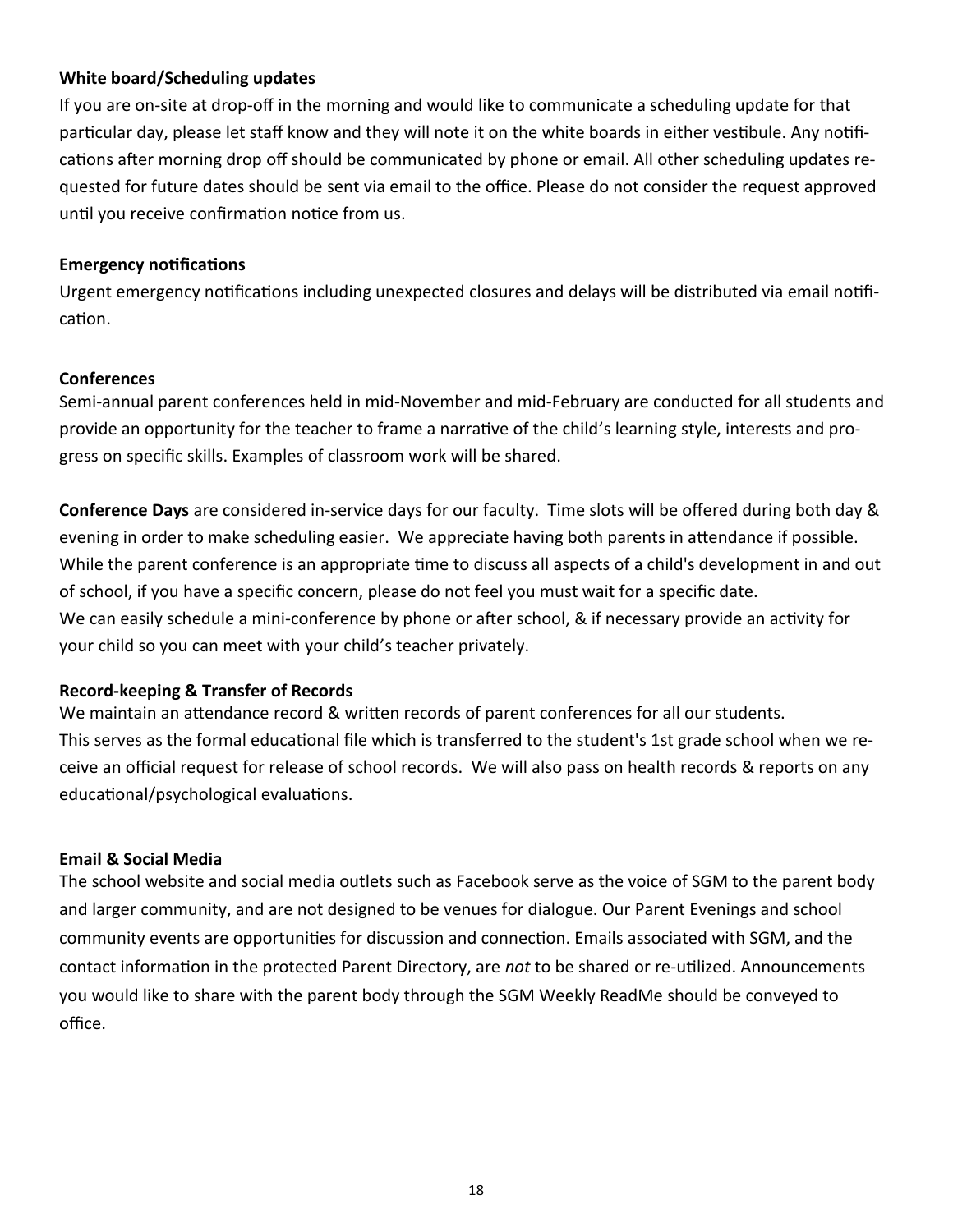**White board/Scheduling updates**

If you are on-site at drop-off in the morning and would like to communicate a scheduling update for that particular day, please let staff know and they will note it on the white boards in either vestibule. Any notifications after morning drop off should be communicated by phone or email. All other scheduling updates requested for future dates should be sent via email to the office. Please do not consider the request approved until you receive confirmation notice from us.

**Emergency notifications**

Urgent emergency notifications including unexpected closures and delays will be distributed via email notification.

**Conferences**

Semi-annual parent conferences held in mid-November and mid-February are conducted for all students and provide an opportunity for the teacher to frame a narrative of the child's learning style, interests and progress on specific skills. Examples of classroom work will be shared.

**Conference Days** are considered in-service days for our faculty. Time slots will be offered during both day & evening in order to make scheduling easier. We appreciate having both parents in attendance if possible. While the parent conference is an appropriate time to discuss all aspects of a child's development in and out of school, if you have a specific concern, please do not feel you must wait for a specific date.
We can easily schedule a mini-conference by phone or after school, & if necessary provide an activity for your child so you can meet with your child's teacher privately.

**Record-keeping & Transfer of Records**

We maintain an attendance record & written records of parent conferences for all our students.
This serves as the formal educational file which is transferred to the student's 1st grade school when we receive an official request for release of school records. We will also pass on health records & reports on any educational/psychological evaluations.

**Email & Social Media**

The school website and social media outlets such as Facebook serve as the voice of SGM to the parent body and larger community, and are not designed to be venues for dialogue. Our Parent Evenings and school community events are opportunities for discussion and connection. Emails associated with SGM, and the contact information in the protected Parent Directory, are *not* to be shared or re-utilized. Announcements you would like to share with the parent body through the SGM Weekly ReadMe should be conveyed to office.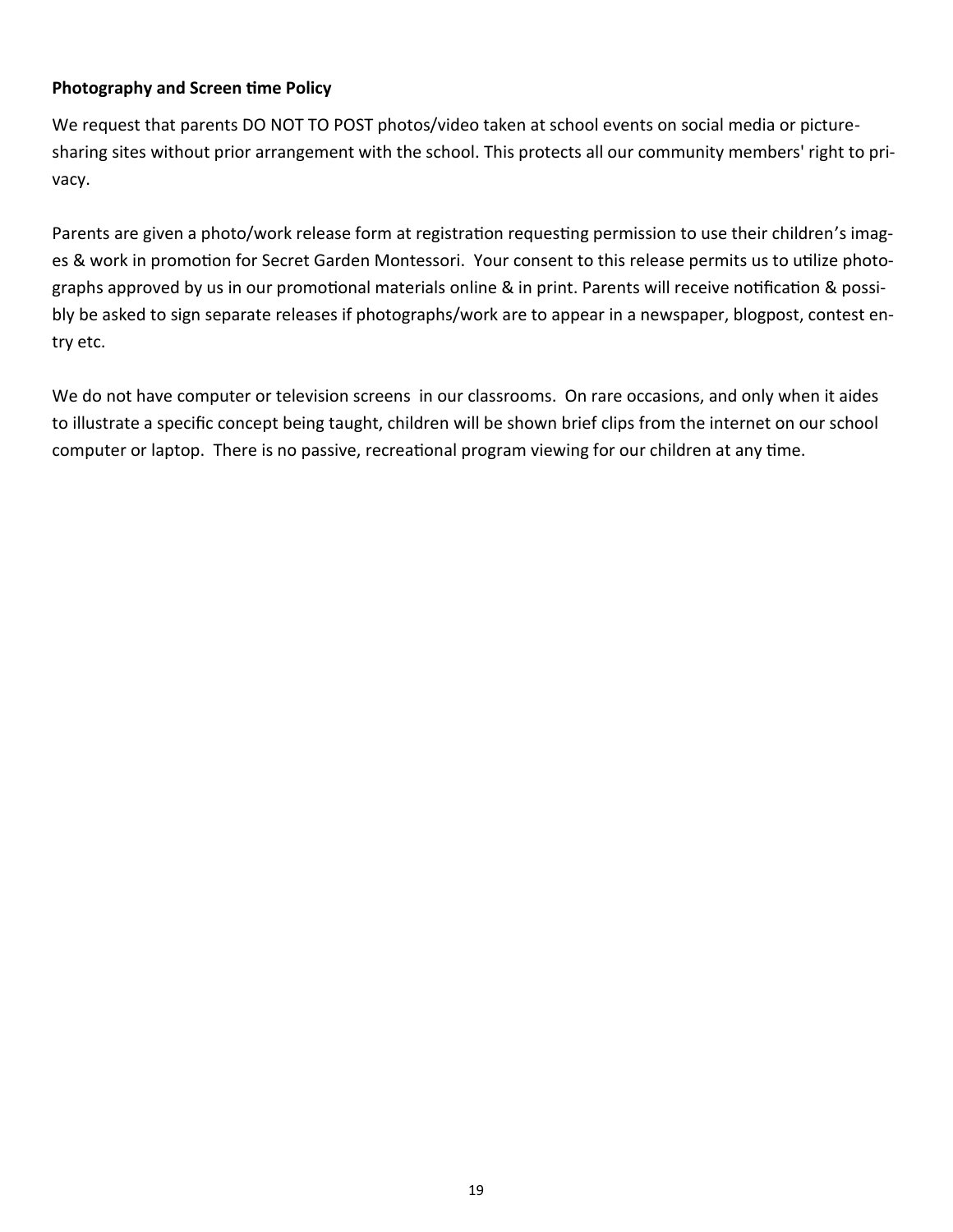**Photography and Screen time Policy**

We request that parents DO NOT TO POST photos/video taken at school events on social media or picture-sharing sites without prior arrangement with the school. This protects all our community members' right to privacy.

Parents are given a photo/work release form at registration requesting permission to use their children's images & work in promotion for Secret Garden Montessori. Your consent to this release permits us to utilize photographs approved by us in our promotional materials online & in print. Parents will receive notification & possibly be asked to sign separate releases if photographs/work are to appear in a newspaper, blogpost, contest entry etc.

We do not have computer or television screens in our classrooms. On rare occasions, and only when it aides to illustrate a specific concept being taught, children will be shown brief clips from the internet on our school computer or laptop. There is no passive, recreational program viewing for our children at any time.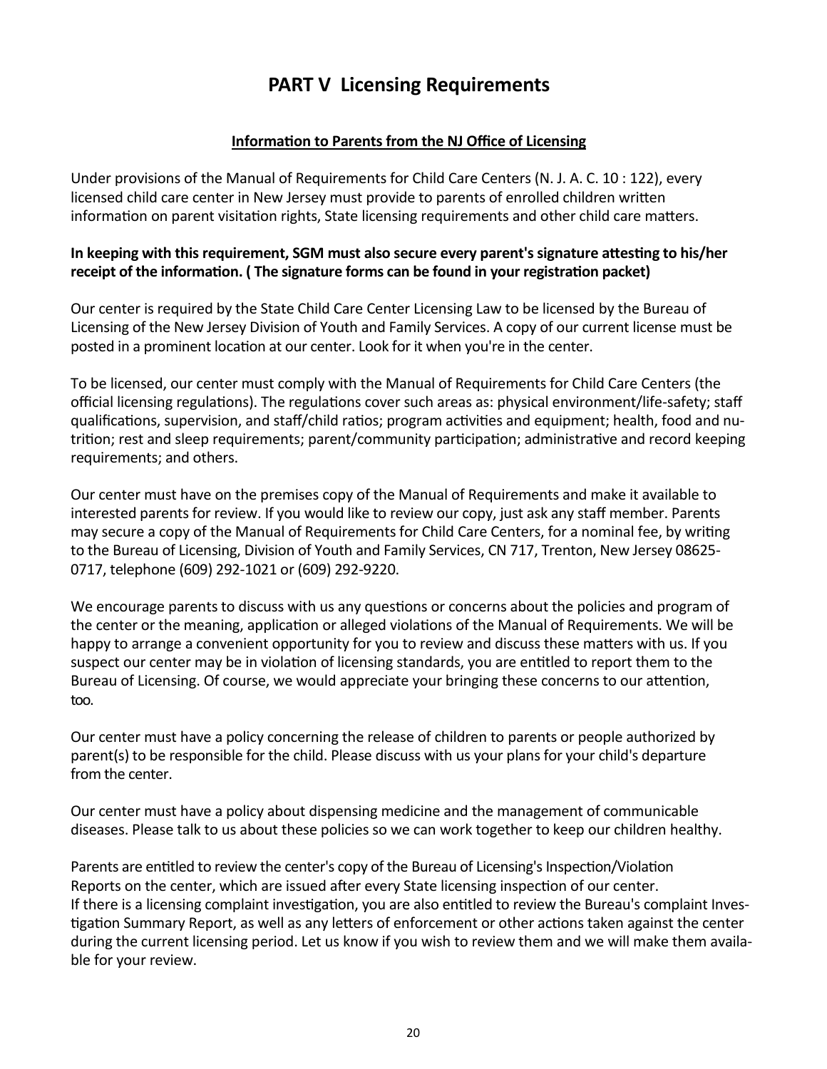# PART V Licensing Requirements

## Information to Parents from the NJ Office of Licensing

Under provisions of the Manual of Requirements for Child Care Centers (N. J. A. C. 10 : 122), every licensed child care center in New Jersey must provide to parents of enrolled children written information on parent visitation rights, State licensing requirements and other child care matters.

**In keeping with this requirement, SGM must also secure every parent's signature attesting to his/her receipt of the information. ( The signature forms can be found in your registration packet)**

Our center is required by the State Child Care Center Licensing Law to be licensed by the Bureau of Licensing of the New Jersey Division of Youth and Family Services. A copy of our current license must be posted in a prominent location at our center. Look for it when you're in the center.

To be licensed, our center must comply with the Manual of Requirements for Child Care Centers (the official licensing regulations). The regulations cover such areas as: physical environment/life-safety; staff qualifications, supervision, and staff/child ratios; program activities and equipment; health, food and nutrition; rest and sleep requirements; parent/community participation; administrative and record keeping requirements; and others.

Our center must have on the premises copy of the Manual of Requirements and make it available to interested parents for review. If you would like to review our copy, just ask any staff member. Parents may secure a copy of the Manual of Requirements for Child Care Centers, for a nominal fee, by writing to the Bureau of Licensing, Division of Youth and Family Services, CN 717, Trenton, New Jersey 08625-0717, telephone (609) 292-1021 or (609) 292-9220.

We encourage parents to discuss with us any questions or concerns about the policies and program of the center or the meaning, application or alleged violations of the Manual of Requirements. We will be happy to arrange a convenient opportunity for you to review and discuss these matters with us. If you suspect our center may be in violation of licensing standards, you are entitled to report them to the Bureau of Licensing. Of course, we would appreciate your bringing these concerns to our attention, too.

Our center must have a policy concerning the release of children to parents or people authorized by parent(s) to be responsible for the child. Please discuss with us your plans for your child's departure from the center.

Our center must have a policy about dispensing medicine and the management of communicable diseases. Please talk to us about these policies so we can work together to keep our children healthy.

Parents are entitled to review the center's copy of the Bureau of Licensing's Inspection/Violation Reports on the center, which are issued after every State licensing inspection of our center. If there is a licensing complaint investigation, you are also entitled to review the Bureau's complaint Investigation Summary Report, as well as any letters of enforcement or other actions taken against the center during the current licensing period. Let us know if you wish to review them and we will make them available for your review.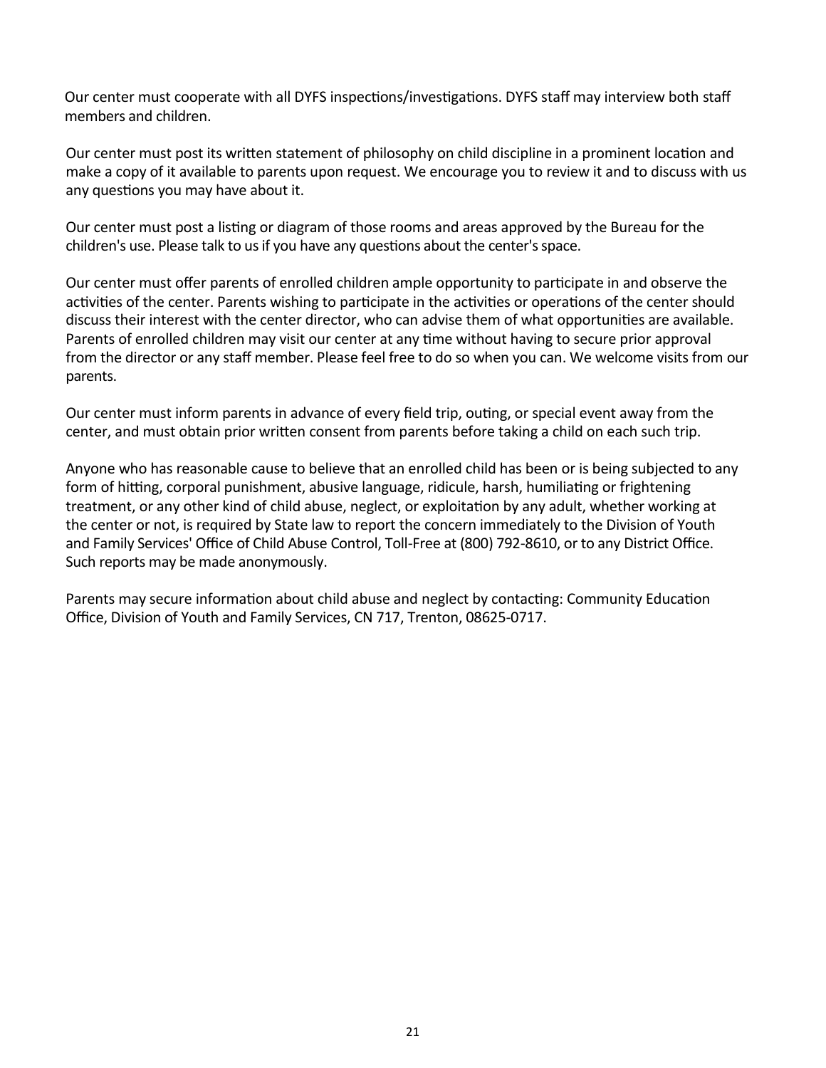Our center must cooperate with all DYFS inspections/investigations. DYFS staff may interview both staff members and children.

Our center must post its written statement of philosophy on child discipline in a prominent location and make a copy of it available to parents upon request. We encourage you to review it and to discuss with us any questions you may have about it.

Our center must post a listing or diagram of those rooms and areas approved by the Bureau for the children's use. Please talk to us if you have any questions about the center's space.

Our center must offer parents of enrolled children ample opportunity to participate in and observe the activities of the center. Parents wishing to participate in the activities or operations of the center should discuss their interest with the center director, who can advise them of what opportunities are available. Parents of enrolled children may visit our center at any time without having to secure prior approval from the director or any staff member. Please feel free to do so when you can. We welcome visits from our parents.

Our center must inform parents in advance of every field trip, outing, or special event away from the center, and must obtain prior written consent from parents before taking a child on each such trip.

Anyone who has reasonable cause to believe that an enrolled child has been or is being subjected to any form of hitting, corporal punishment, abusive language, ridicule, harsh, humiliating or frightening treatment, or any other kind of child abuse, neglect, or exploitation by any adult, whether working at the center or not, is required by State law to report the concern immediately to the Division of Youth and Family Services' Office of Child Abuse Control, Toll-Free at (800) 792-8610, or to any District Office. Such reports may be made anonymously.

Parents may secure information about child abuse and neglect by contacting: Community Education Office, Division of Youth and Family Services, CN 717, Trenton, 08625-0717.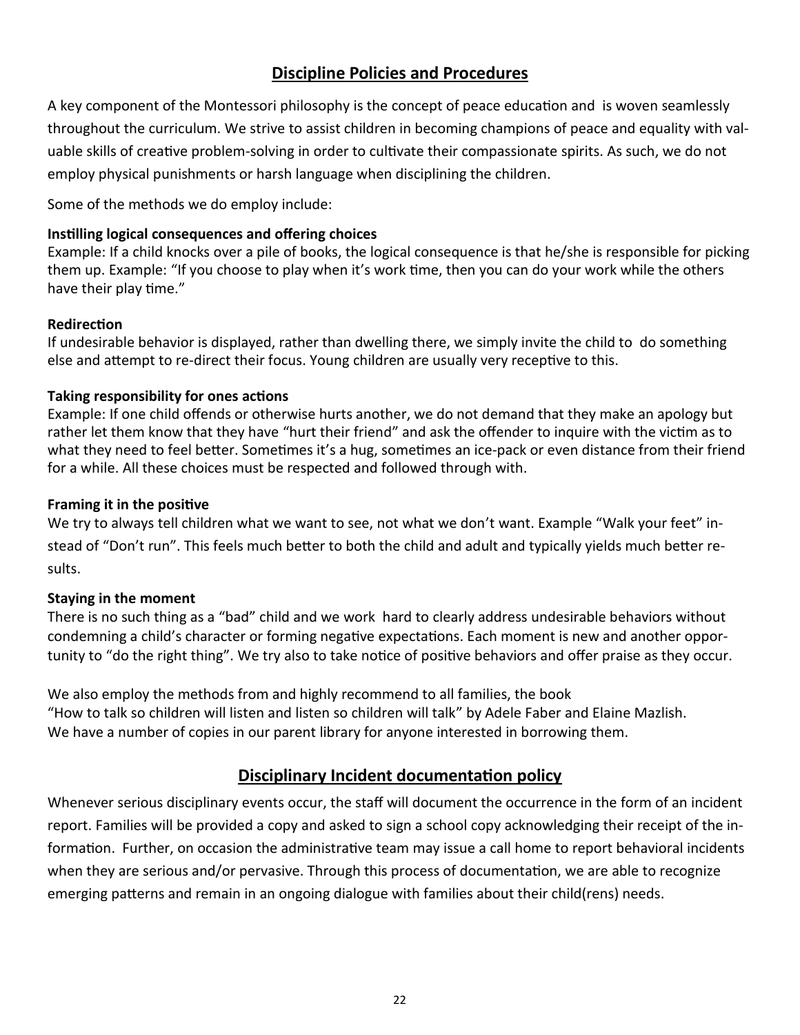## Discipline Policies and Procedures

A key component of the Montessori philosophy is the concept of peace education and is woven seamlessly throughout the curriculum. We strive to assist children in becoming champions of peace and equality with valuable skills of creative problem-solving in order to cultivate their compassionate spirits. As such, we do not employ physical punishments or harsh language when disciplining the children.

Some of the methods we do employ include:

**Instilling logical consequences and offering choices**
Example: If a child knocks over a pile of books, the logical consequence is that he/she is responsible for picking them up. Example: "If you choose to play when it's work time, then you can do your work while the others have their play time."

**Redirection**
If undesirable behavior is displayed, rather than dwelling there, we simply invite the child to do something else and attempt to re-direct their focus. Young children are usually very receptive to this.

**Taking responsibility for ones actions**
Example: If one child offends or otherwise hurts another, we do not demand that they make an apology but rather let them know that they have "hurt their friend" and ask the offender to inquire with the victim as to what they need to feel better. Sometimes it's a hug, sometimes an ice-pack or even distance from their friend for a while. All these choices must be respected and followed through with.

**Framing it in the positive**
We try to always tell children what we want to see, not what we don't want. Example "Walk your feet" instead of "Don't run". This feels much better to both the child and adult and typically yields much better results.

**Staying in the moment**
There is no such thing as a "bad" child and we work hard to clearly address undesirable behaviors without condemning a child's character or forming negative expectations. Each moment is new and another opportunity to "do the right thing". We try also to take notice of positive behaviors and offer praise as they occur.

We also employ the methods from and highly recommend to all families, the book
"How to talk so children will listen and listen so children will talk" by Adele Faber and Elaine Mazlish.
We have a number of copies in our parent library for anyone interested in borrowing them.

## Disciplinary Incident documentation policy

Whenever serious disciplinary events occur, the staff will document the occurrence in the form of an incident report. Families will be provided a copy and asked to sign a school copy acknowledging their receipt of the information. Further, on occasion the administrative team may issue a call home to report behavioral incidents when they are serious and/or pervasive. Through this process of documentation, we are able to recognize emerging patterns and remain in an ongoing dialogue with families about their child(rens) needs.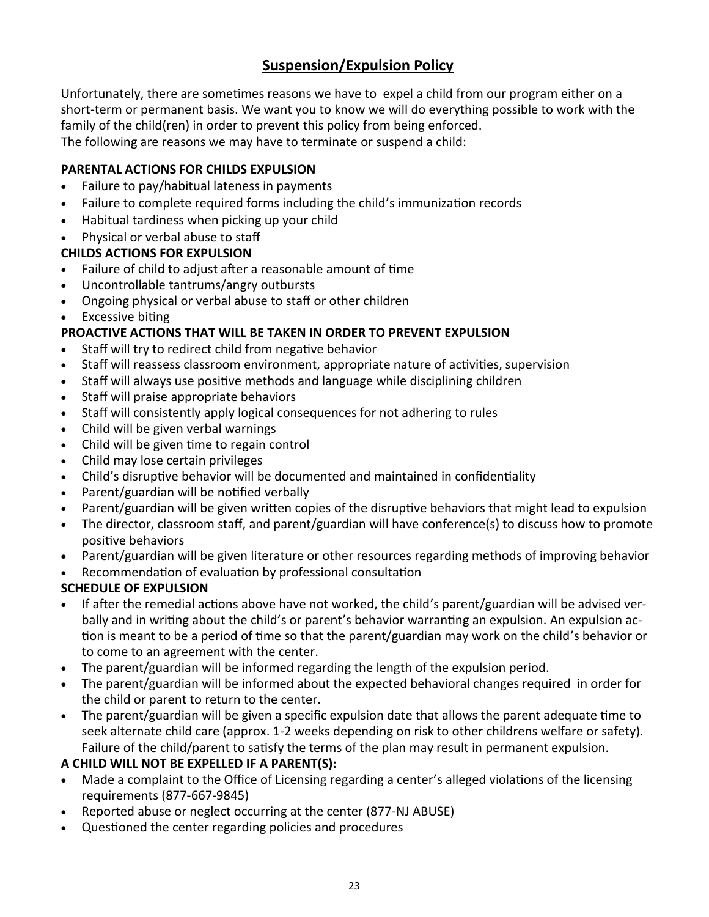## Suspension/Expulsion Policy

Unfortunately, there are sometimes reasons we have to expel a child from our program either on a short-term or permanent basis. We want you to know we will do everything possible to work with the family of the child(ren) in order to prevent this policy from being enforced.
The following are reasons we may have to terminate or suspend a child:

**PARENTAL ACTIONS FOR CHILDS EXPULSION**

- Failure to pay/habitual lateness in payments
- Failure to complete required forms including the child's immunization records
- Habitual tardiness when picking up your child
- Physical or verbal abuse to staff

**CHILDS ACTIONS FOR EXPULSION**

- Failure of child to adjust after a reasonable amount of time
- Uncontrollable tantrums/angry outbursts
- Ongoing physical or verbal abuse to staff or other children
- Excessive biting

**PROACTIVE ACTIONS THAT WILL BE TAKEN IN ORDER TO PREVENT EXPULSION**

- Staff will try to redirect child from negative behavior
- Staff will reassess classroom environment, appropriate nature of activities, supervision
- Staff will always use positive methods and language while disciplining children
- Staff will praise appropriate behaviors
- Staff will consistently apply logical consequences for not adhering to rules
- Child will be given verbal warnings
- Child will be given time to regain control
- Child may lose certain privileges
- Child's disruptive behavior will be documented and maintained in confidentiality
- Parent/guardian will be notified verbally
- Parent/guardian will be given written copies of the disruptive behaviors that might lead to expulsion
- The director, classroom staff, and parent/guardian will have conference(s) to discuss how to promote positive behaviors
- Parent/guardian will be given literature or other resources regarding methods of improving behavior
- Recommendation of evaluation by professional consultation

**SCHEDULE OF EXPULSION**

- If after the remedial actions above have not worked, the child's parent/guardian will be advised verbally and in writing about the child's or parent's behavior warranting an expulsion. An expulsion action is meant to be a period of time so that the parent/guardian may work on the child's behavior or to come to an agreement with the center.
- The parent/guardian will be informed regarding the length of the expulsion period.
- The parent/guardian will be informed about the expected behavioral changes required in order for the child or parent to return to the center.
- The parent/guardian will be given a specific expulsion date that allows the parent adequate time to seek alternate child care (approx. 1-2 weeks depending on risk to other childrens welfare or safety). Failure of the child/parent to satisfy the terms of the plan may result in permanent expulsion.

**A CHILD WILL NOT BE EXPELLED IF A PARENT(S):**

- Made a complaint to the Office of Licensing regarding a center's alleged violations of the licensing requirements (877-667-9845)
- Reported abuse or neglect occurring at the center (877-NJ ABUSE)
- Questioned the center regarding policies and procedures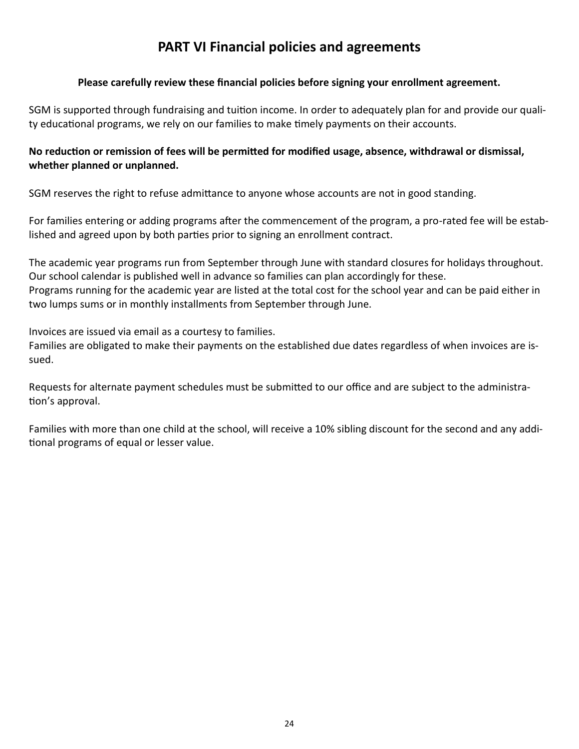# PART VI Financial policies and agreements

**Please carefully review these financial policies before signing your enrollment agreement.**

SGM is supported through fundraising and tuition income. In order to adequately plan for and provide our quality educational programs, we rely on our families to make timely payments on their accounts.

**No reduction or remission of fees will be permitted for modified usage, absence, withdrawal or dismissal, whether planned or unplanned.**

SGM reserves the right to refuse admittance to anyone whose accounts are not in good standing.

For families entering or adding programs after the commencement of the program, a pro-rated fee will be established and agreed upon by both parties prior to signing an enrollment contract.

The academic year programs run from September through June with standard closures for holidays throughout. Our school calendar is published well in advance so families can plan accordingly for these.
Programs running for the academic year are listed at the total cost for the school year and can be paid either in two lumps sums or in monthly installments from September through June.

Invoices are issued via email as a courtesy to families.
Families are obligated to make their payments on the established due dates regardless of when invoices are issued.

Requests for alternate payment schedules must be submitted to our office and are subject to the administration's approval.

Families with more than one child at the school, will receive a 10% sibling discount for the second and any additional programs of equal or lesser value.